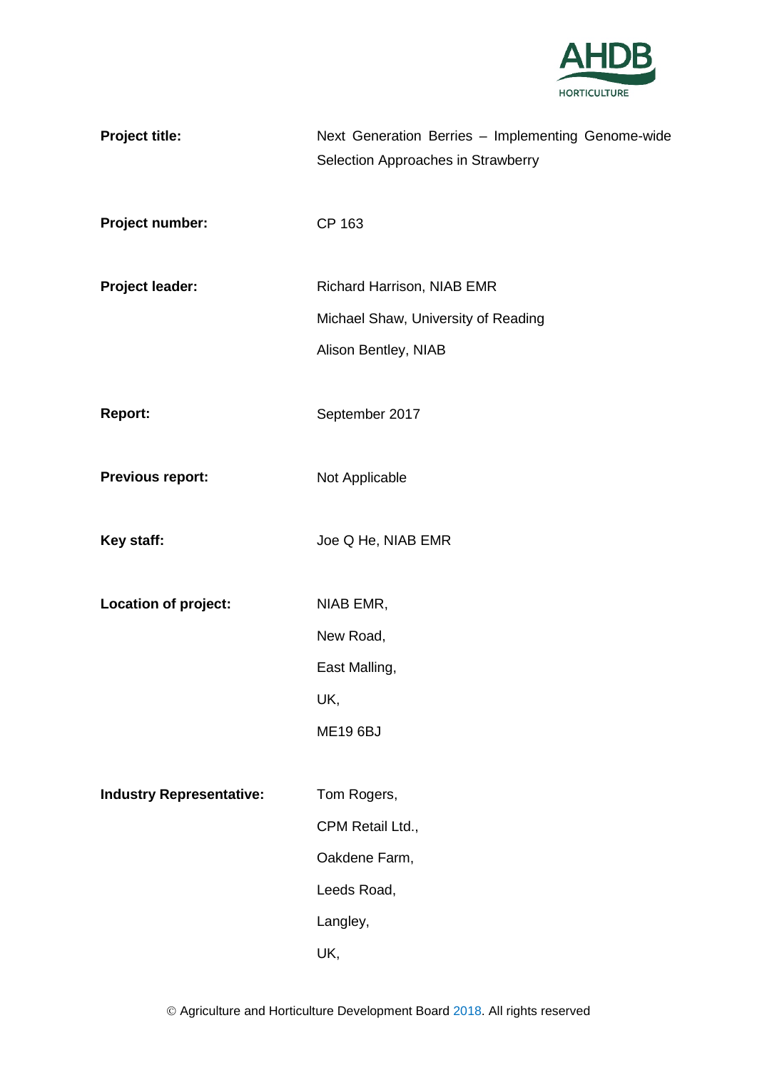| | |
|---|---|
| **Project title:** | Next Generation Berries – Implementing Genome-wide Selection Approaches in Strawberry |
| **Project number:** | CP 163 |
| **Project leader:** | Richard Harrison, NIAB EMR<br>Michael Shaw, University of Reading<br>Alison Bentley, NIAB |
| **Report:** | September 2017 |
| **Previous report:** | Not Applicable |
| **Key staff:** | Joe Q He, NIAB EMR |
| **Location of project:** | NIAB EMR,<br>New Road,<br>East Malling,<br>UK,<br>ME19 6BJ |
| **Industry Representative:** | Tom Rogers,<br>CPM Retail Ltd.,<br>Oakdene Farm,<br>Leeds Road,<br>Langley,<br>UK, |

© Agriculture and Horticulture Development Board 2018. All rights reserved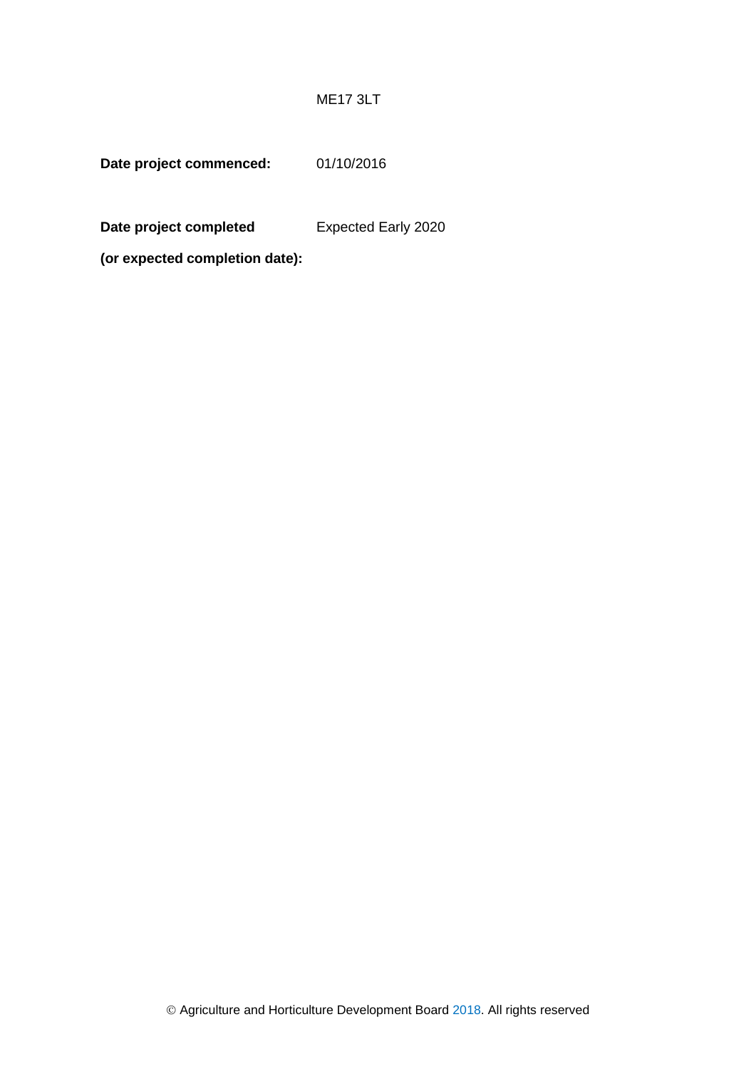ME17 3LT

**Date project commenced:** 01/10/2016

**Date project completed (or expected completion date):** Expected Early 2020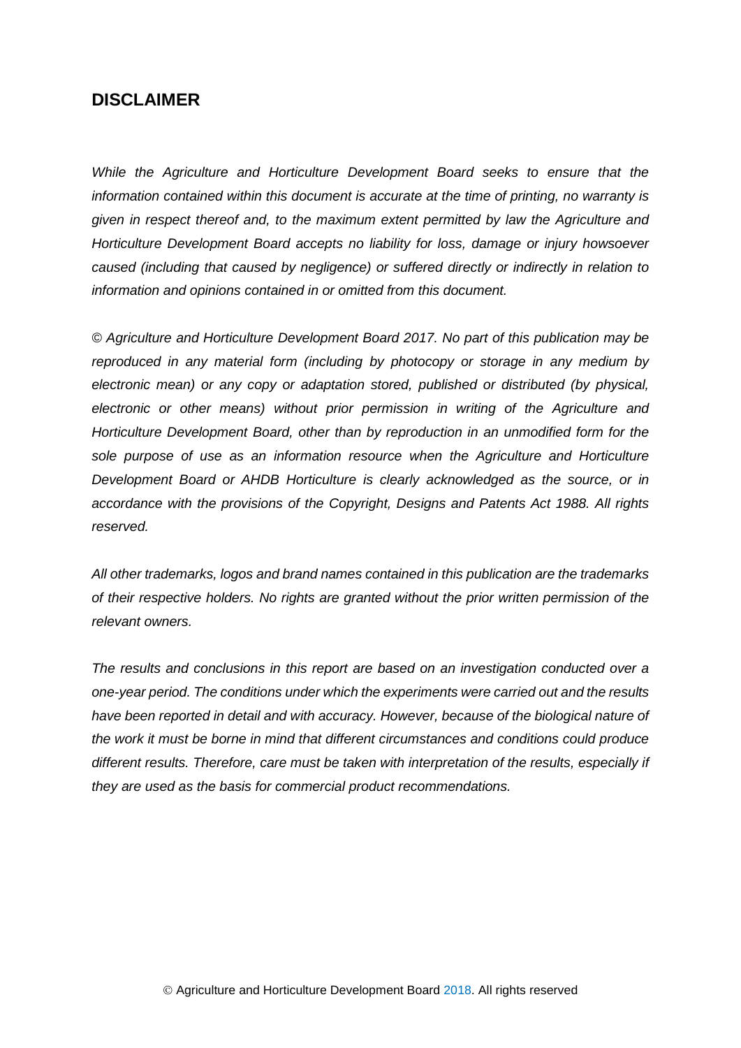## DISCLAIMER

*While the Agriculture and Horticulture Development Board seeks to ensure that the information contained within this document is accurate at the time of printing, no warranty is given in respect thereof and, to the maximum extent permitted by law the Agriculture and Horticulture Development Board accepts no liability for loss, damage or injury howsoever caused (including that caused by negligence) or suffered directly or indirectly in relation to information and opinions contained in or omitted from this document.*

*© Agriculture and Horticulture Development Board 2017. No part of this publication may be reproduced in any material form (including by photocopy or storage in any medium by electronic mean) or any copy or adaptation stored, published or distributed (by physical, electronic or other means) without prior permission in writing of the Agriculture and Horticulture Development Board, other than by reproduction in an unmodified form for the sole purpose of use as an information resource when the Agriculture and Horticulture Development Board or AHDB Horticulture is clearly acknowledged as the source, or in accordance with the provisions of the Copyright, Designs and Patents Act 1988. All rights reserved.*

*All other trademarks, logos and brand names contained in this publication are the trademarks of their respective holders. No rights are granted without the prior written permission of the relevant owners.*

*The results and conclusions in this report are based on an investigation conducted over a one-year period. The conditions under which the experiments were carried out and the results have been reported in detail and with accuracy. However, because of the biological nature of the work it must be borne in mind that different circumstances and conditions could produce different results. Therefore, care must be taken with interpretation of the results, especially if they are used as the basis for commercial product recommendations.*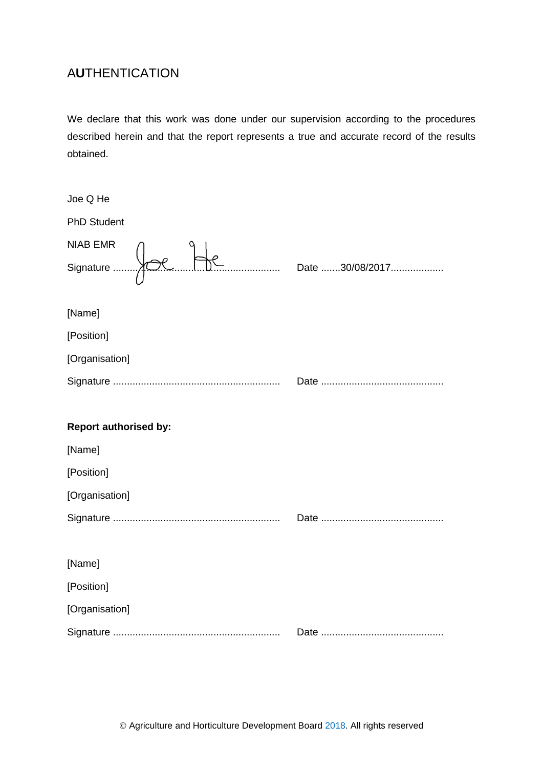# AUTHENTICATION

We declare that this work was done under our supervision according to the procedures described herein and that the report represents a true and accurate record of the results obtained.

Joe Q He

PhD Student

NIAB EMR

Signature ............................................................ Date .......30/08/2017...................

[Name]

[Position]

[Organisation]

Signature ............................................................ Date ............................................

**Report authorised by:**

[Name]

[Position]

[Organisation]

Signature ............................................................ Date ............................................

[Name]

[Position]

[Organisation]

Signature ............................................................ Date ............................................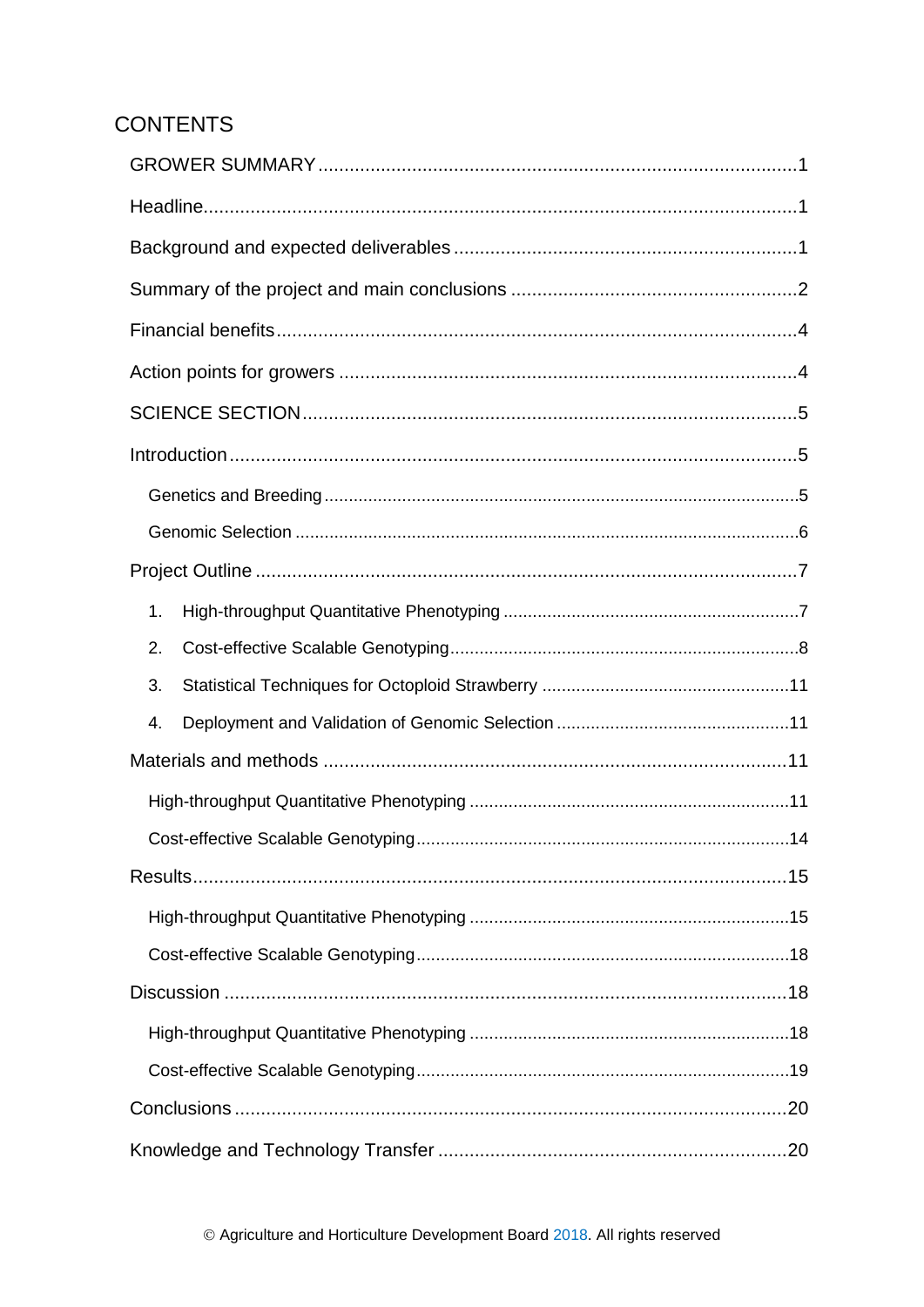## CONTENTS

- GROWER SUMMARY ... 1
- Headline ... 1
- Background and expected deliverables ... 1
- Summary of the project and main conclusions ... 2
- Financial benefits ... 4
- Action points for growers ... 4
- SCIENCE SECTION ... 5
- Introduction ... 5
  - Genetics and Breeding ... 5
  - Genomic Selection ... 6
- Project Outline ... 7
  1. High-throughput Quantitative Phenotyping ... 7
  2. Cost-effective Scalable Genotyping ... 8
  3. Statistical Techniques for Octoploid Strawberry ... 11
  4. Deployment and Validation of Genomic Selection ... 11
- Materials and methods ... 11
  - High-throughput Quantitative Phenotyping ... 11
  - Cost-effective Scalable Genotyping ... 14
- Results ... 15
  - High-throughput Quantitative Phenotyping ... 15
  - Cost-effective Scalable Genotyping ... 18
- Discussion ... 18
  - High-throughput Quantitative Phenotyping ... 18
  - Cost-effective Scalable Genotyping ... 19
- Conclusions ... 20
- Knowledge and Technology Transfer ... 20

© Agriculture and Horticulture Development Board 2018. All rights reserved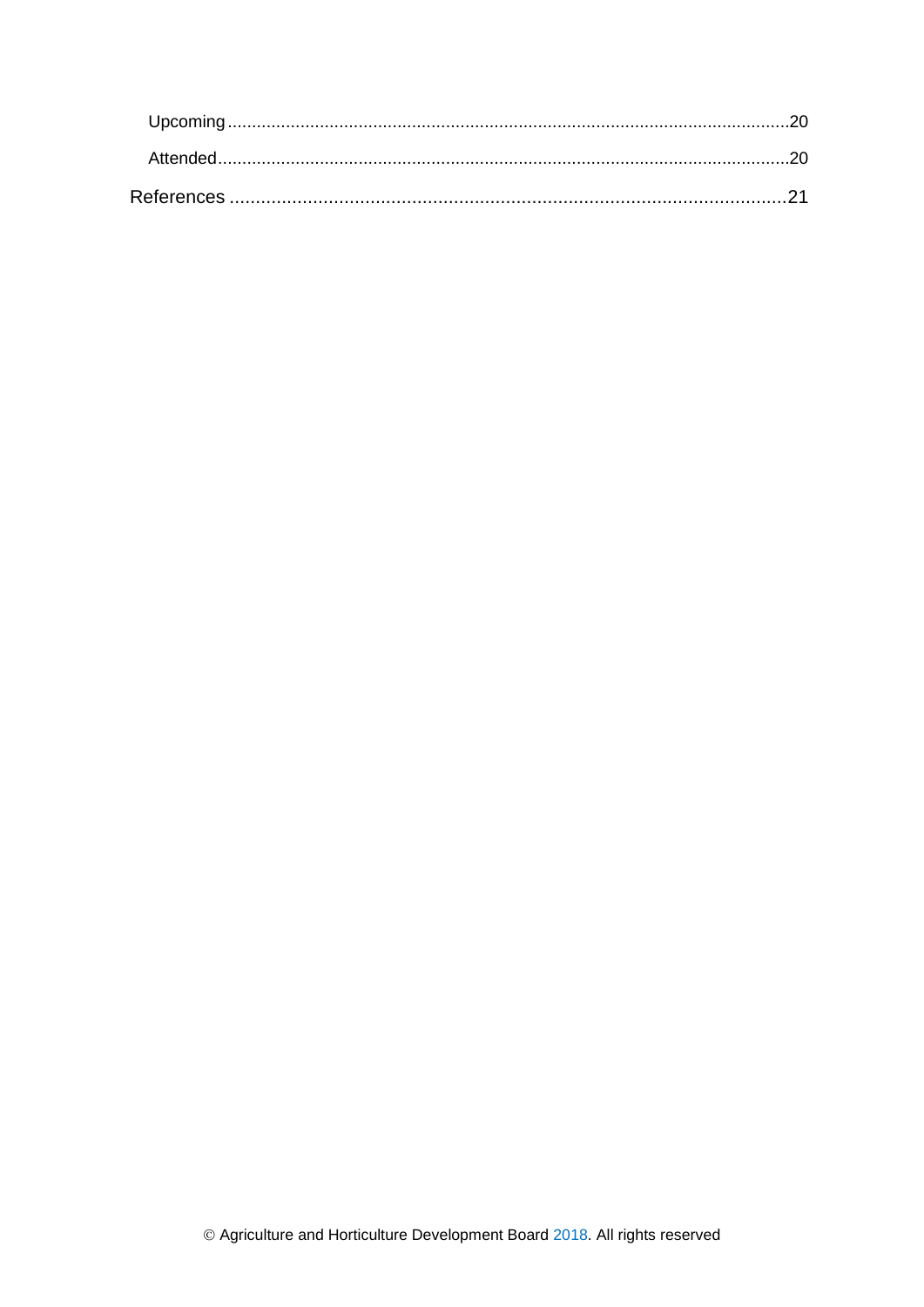Upcoming ..........................................................................................................................20

Attended ...........................................................................................................................20

References ..............................................................................................................21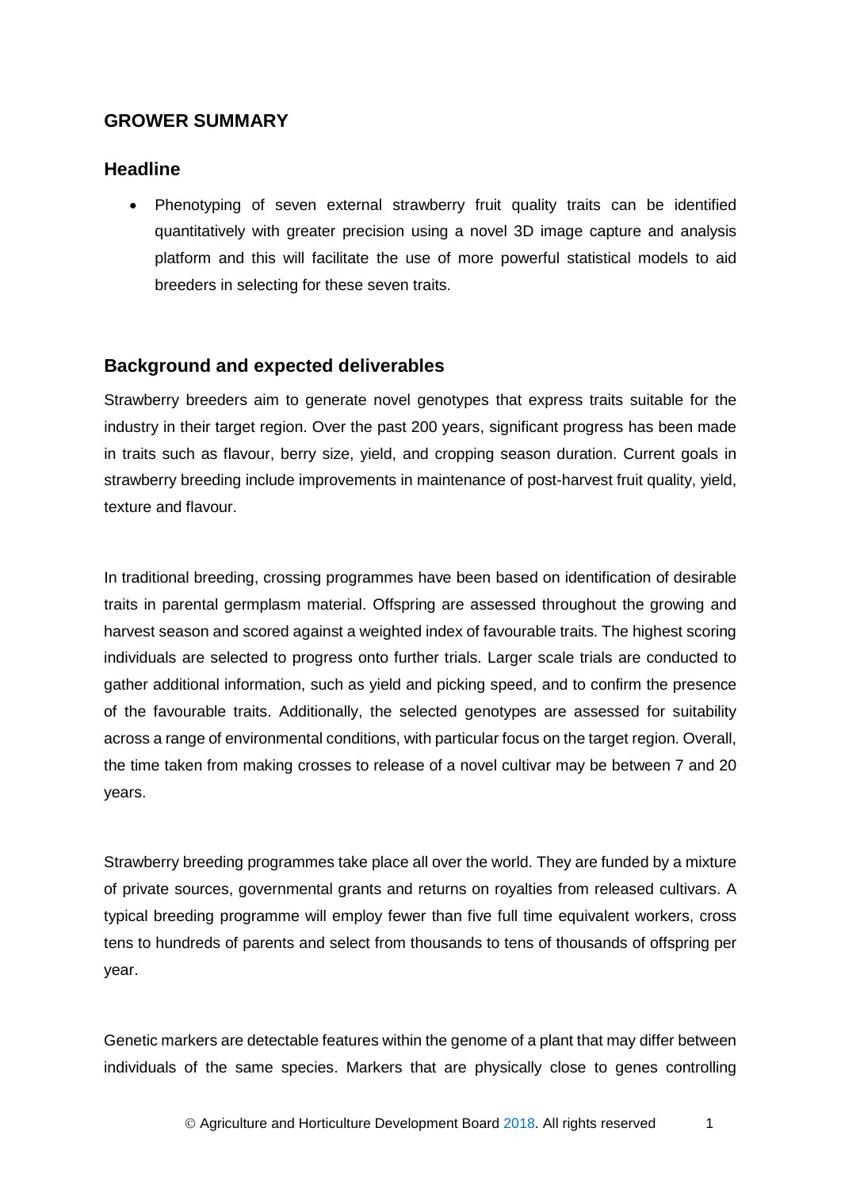## GROWER SUMMARY

### Headline

- Phenotyping of seven external strawberry fruit quality traits can be identified quantitatively with greater precision using a novel 3D image capture and analysis platform and this will facilitate the use of more powerful statistical models to aid breeders in selecting for these seven traits.

### Background and expected deliverables

Strawberry breeders aim to generate novel genotypes that express traits suitable for the industry in their target region. Over the past 200 years, significant progress has been made in traits such as flavour, berry size, yield, and cropping season duration. Current goals in strawberry breeding include improvements in maintenance of post-harvest fruit quality, yield, texture and flavour.

In traditional breeding, crossing programmes have been based on identification of desirable traits in parental germplasm material. Offspring are assessed throughout the growing and harvest season and scored against a weighted index of favourable traits. The highest scoring individuals are selected to progress onto further trials. Larger scale trials are conducted to gather additional information, such as yield and picking speed, and to confirm the presence of the favourable traits. Additionally, the selected genotypes are assessed for suitability across a range of environmental conditions, with particular focus on the target region. Overall, the time taken from making crosses to release of a novel cultivar may be between 7 and 20 years.

Strawberry breeding programmes take place all over the world. They are funded by a mixture of private sources, governmental grants and returns on royalties from released cultivars. A typical breeding programme will employ fewer than five full time equivalent workers, cross tens to hundreds of parents and select from thousands to tens of thousands of offspring per year.

Genetic markers are detectable features within the genome of a plant that may differ between individuals of the same species. Markers that are physically close to genes controlling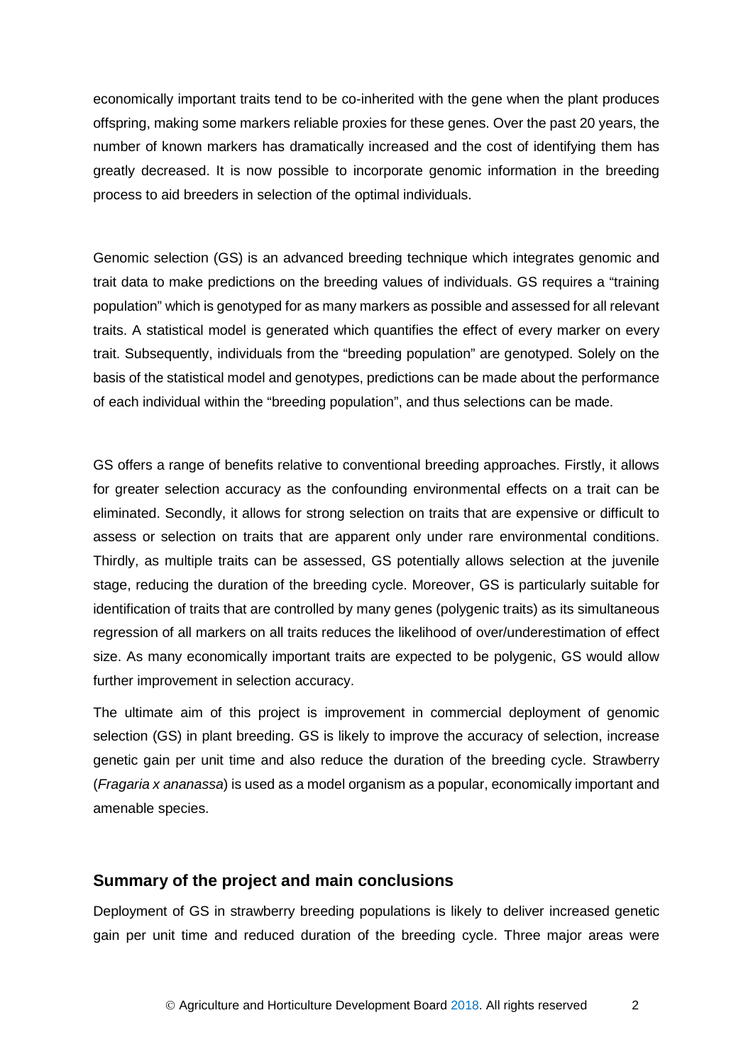economically important traits tend to be co-inherited with the gene when the plant produces offspring, making some markers reliable proxies for these genes. Over the past 20 years, the number of known markers has dramatically increased and the cost of identifying them has greatly decreased. It is now possible to incorporate genomic information in the breeding process to aid breeders in selection of the optimal individuals.

Genomic selection (GS) is an advanced breeding technique which integrates genomic and trait data to make predictions on the breeding values of individuals. GS requires a "training population" which is genotyped for as many markers as possible and assessed for all relevant traits. A statistical model is generated which quantifies the effect of every marker on every trait. Subsequently, individuals from the "breeding population" are genotyped. Solely on the basis of the statistical model and genotypes, predictions can be made about the performance of each individual within the "breeding population", and thus selections can be made.

GS offers a range of benefits relative to conventional breeding approaches. Firstly, it allows for greater selection accuracy as the confounding environmental effects on a trait can be eliminated. Secondly, it allows for strong selection on traits that are expensive or difficult to assess or selection on traits that are apparent only under rare environmental conditions. Thirdly, as multiple traits can be assessed, GS potentially allows selection at the juvenile stage, reducing the duration of the breeding cycle. Moreover, GS is particularly suitable for identification of traits that are controlled by many genes (polygenic traits) as its simultaneous regression of all markers on all traits reduces the likelihood of over/underestimation of effect size. As many economically important traits are expected to be polygenic, GS would allow further improvement in selection accuracy.

The ultimate aim of this project is improvement in commercial deployment of genomic selection (GS) in plant breeding. GS is likely to improve the accuracy of selection, increase genetic gain per unit time and also reduce the duration of the breeding cycle. Strawberry (*Fragaria x ananassa*) is used as a model organism as a popular, economically important and amenable species.

## Summary of the project and main conclusions

Deployment of GS in strawberry breeding populations is likely to deliver increased genetic gain per unit time and reduced duration of the breeding cycle. Three major areas were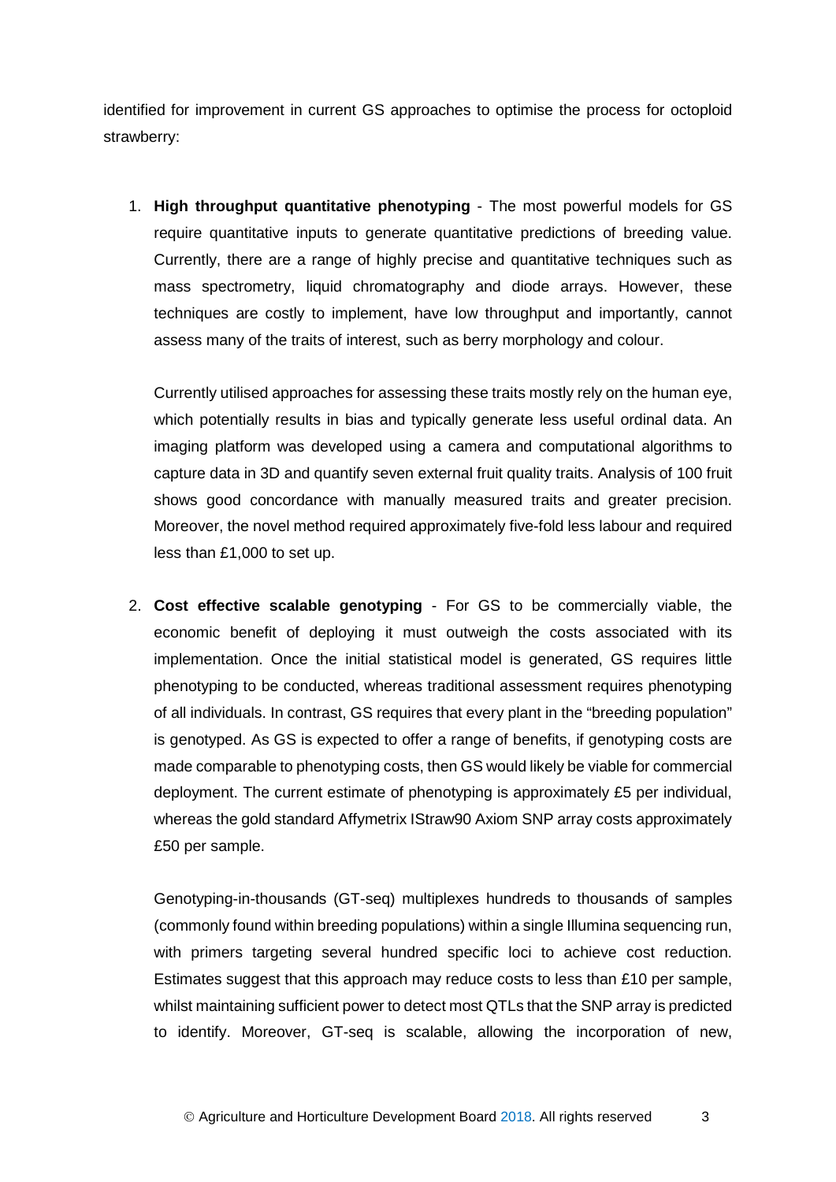identified for improvement in current GS approaches to optimise the process for octoploid strawberry:

1. **High throughput quantitative phenotyping** - The most powerful models for GS require quantitative inputs to generate quantitative predictions of breeding value. Currently, there are a range of highly precise and quantitative techniques such as mass spectrometry, liquid chromatography and diode arrays. However, these techniques are costly to implement, have low throughput and importantly, cannot assess many of the traits of interest, such as berry morphology and colour.

   Currently utilised approaches for assessing these traits mostly rely on the human eye, which potentially results in bias and typically generate less useful ordinal data. An imaging platform was developed using a camera and computational algorithms to capture data in 3D and quantify seven external fruit quality traits. Analysis of 100 fruit shows good concordance with manually measured traits and greater precision. Moreover, the novel method required approximately five-fold less labour and required less than £1,000 to set up.

2. **Cost effective scalable genotyping** - For GS to be commercially viable, the economic benefit of deploying it must outweigh the costs associated with its implementation. Once the initial statistical model is generated, GS requires little phenotyping to be conducted, whereas traditional assessment requires phenotyping of all individuals. In contrast, GS requires that every plant in the "breeding population" is genotyped. As GS is expected to offer a range of benefits, if genotyping costs are made comparable to phenotyping costs, then GS would likely be viable for commercial deployment. The current estimate of phenotyping is approximately £5 per individual, whereas the gold standard Affymetrix IStraw90 Axiom SNP array costs approximately £50 per sample.

   Genotyping-in-thousands (GT-seq) multiplexes hundreds to thousands of samples (commonly found within breeding populations) within a single Illumina sequencing run, with primers targeting several hundred specific loci to achieve cost reduction. Estimates suggest that this approach may reduce costs to less than £10 per sample, whilst maintaining sufficient power to detect most QTLs that the SNP array is predicted to identify. Moreover, GT-seq is scalable, allowing the incorporation of new,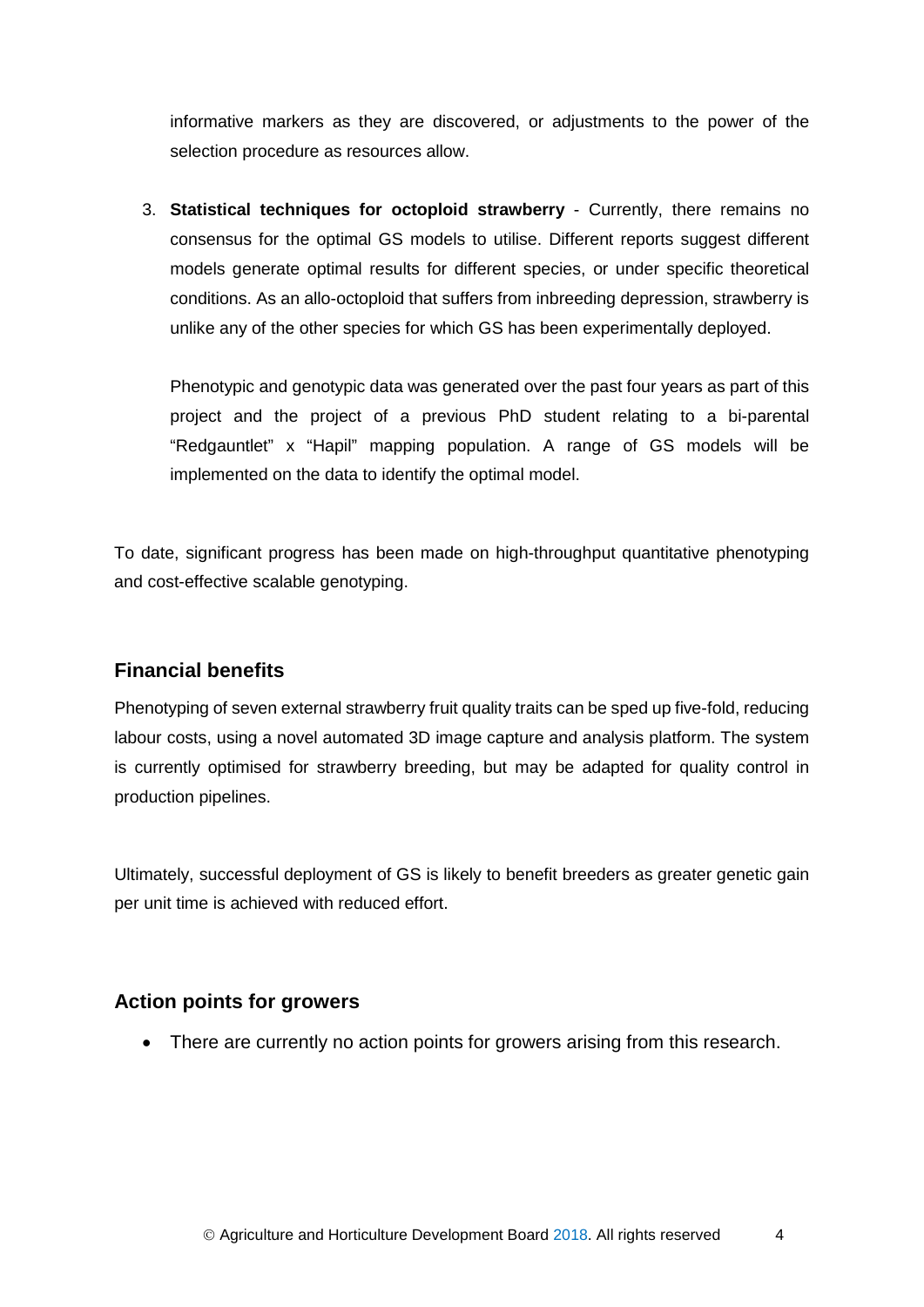informative markers as they are discovered, or adjustments to the power of the selection procedure as resources allow.

3. **Statistical techniques for octoploid strawberry** - Currently, there remains no consensus for the optimal GS models to utilise. Different reports suggest different models generate optimal results for different species, or under specific theoretical conditions. As an allo-octoploid that suffers from inbreeding depression, strawberry is unlike any of the other species for which GS has been experimentally deployed.

   Phenotypic and genotypic data was generated over the past four years as part of this project and the project of a previous PhD student relating to a bi-parental "Redgauntlet" x "Hapil" mapping population. A range of GS models will be implemented on the data to identify the optimal model.

To date, significant progress has been made on high-throughput quantitative phenotyping and cost-effective scalable genotyping.

## Financial benefits

Phenotyping of seven external strawberry fruit quality traits can be sped up five-fold, reducing labour costs, using a novel automated 3D image capture and analysis platform. The system is currently optimised for strawberry breeding, but may be adapted for quality control in production pipelines.

Ultimately, successful deployment of GS is likely to benefit breeders as greater genetic gain per unit time is achieved with reduced effort.

## Action points for growers

- There are currently no action points for growers arising from this research.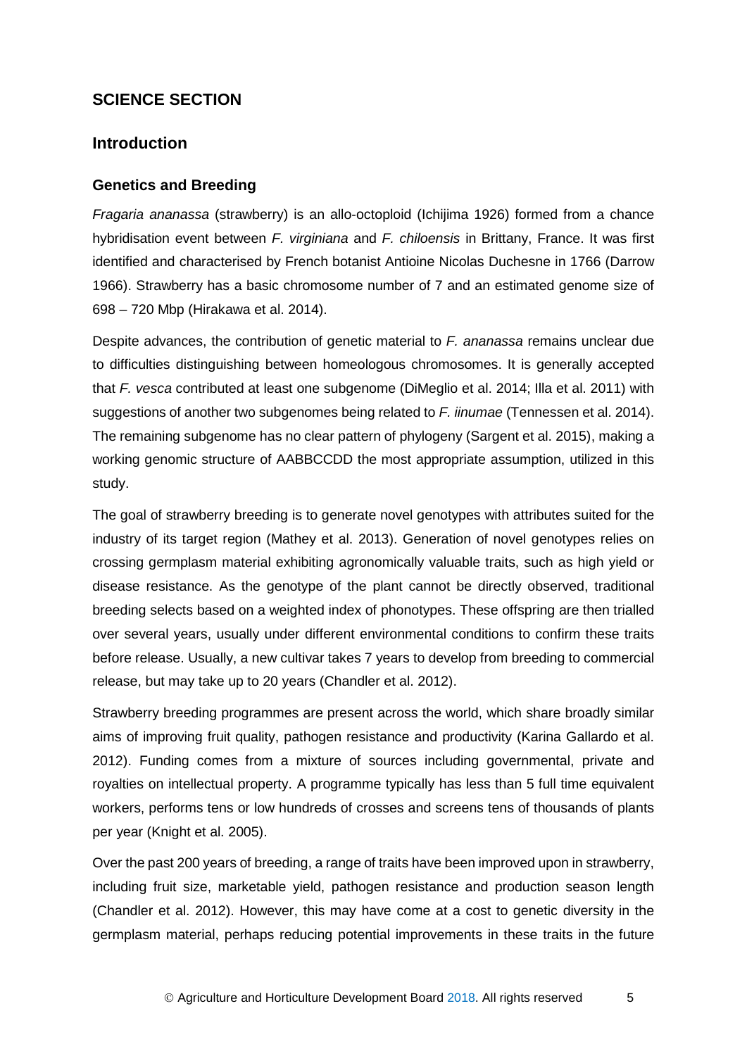## SCIENCE SECTION

### Introduction

#### Genetics and Breeding

*Fragaria ananassa* (strawberry) is an allo-octoploid (Ichijima 1926) formed from a chance hybridisation event between *F. virginiana* and *F. chiloensis* in Brittany, France. It was first identified and characterised by French botanist Antioine Nicolas Duchesne in 1766 (Darrow 1966). Strawberry has a basic chromosome number of 7 and an estimated genome size of 698 – 720 Mbp (Hirakawa et al. 2014).

Despite advances, the contribution of genetic material to *F. ananassa* remains unclear due to difficulties distinguishing between homeologous chromosomes. It is generally accepted that *F. vesca* contributed at least one subgenome (DiMeglio et al. 2014; Illa et al. 2011) with suggestions of another two subgenomes being related to *F. iinumae* (Tennessen et al. 2014). The remaining subgenome has no clear pattern of phylogeny (Sargent et al. 2015), making a working genomic structure of AABBCCDD the most appropriate assumption, utilized in this study.

The goal of strawberry breeding is to generate novel genotypes with attributes suited for the industry of its target region (Mathey et al. 2013). Generation of novel genotypes relies on crossing germplasm material exhibiting agronomically valuable traits, such as high yield or disease resistance. As the genotype of the plant cannot be directly observed, traditional breeding selects based on a weighted index of phonotypes. These offspring are then trialled over several years, usually under different environmental conditions to confirm these traits before release. Usually, a new cultivar takes 7 years to develop from breeding to commercial release, but may take up to 20 years (Chandler et al. 2012).

Strawberry breeding programmes are present across the world, which share broadly similar aims of improving fruit quality, pathogen resistance and productivity (Karina Gallardo et al. 2012). Funding comes from a mixture of sources including governmental, private and royalties on intellectual property. A programme typically has less than 5 full time equivalent workers, performs tens or low hundreds of crosses and screens tens of thousands of plants per year (Knight et al. 2005).

Over the past 200 years of breeding, a range of traits have been improved upon in strawberry, including fruit size, marketable yield, pathogen resistance and production season length (Chandler et al. 2012). However, this may have come at a cost to genetic diversity in the germplasm material, perhaps reducing potential improvements in these traits in the future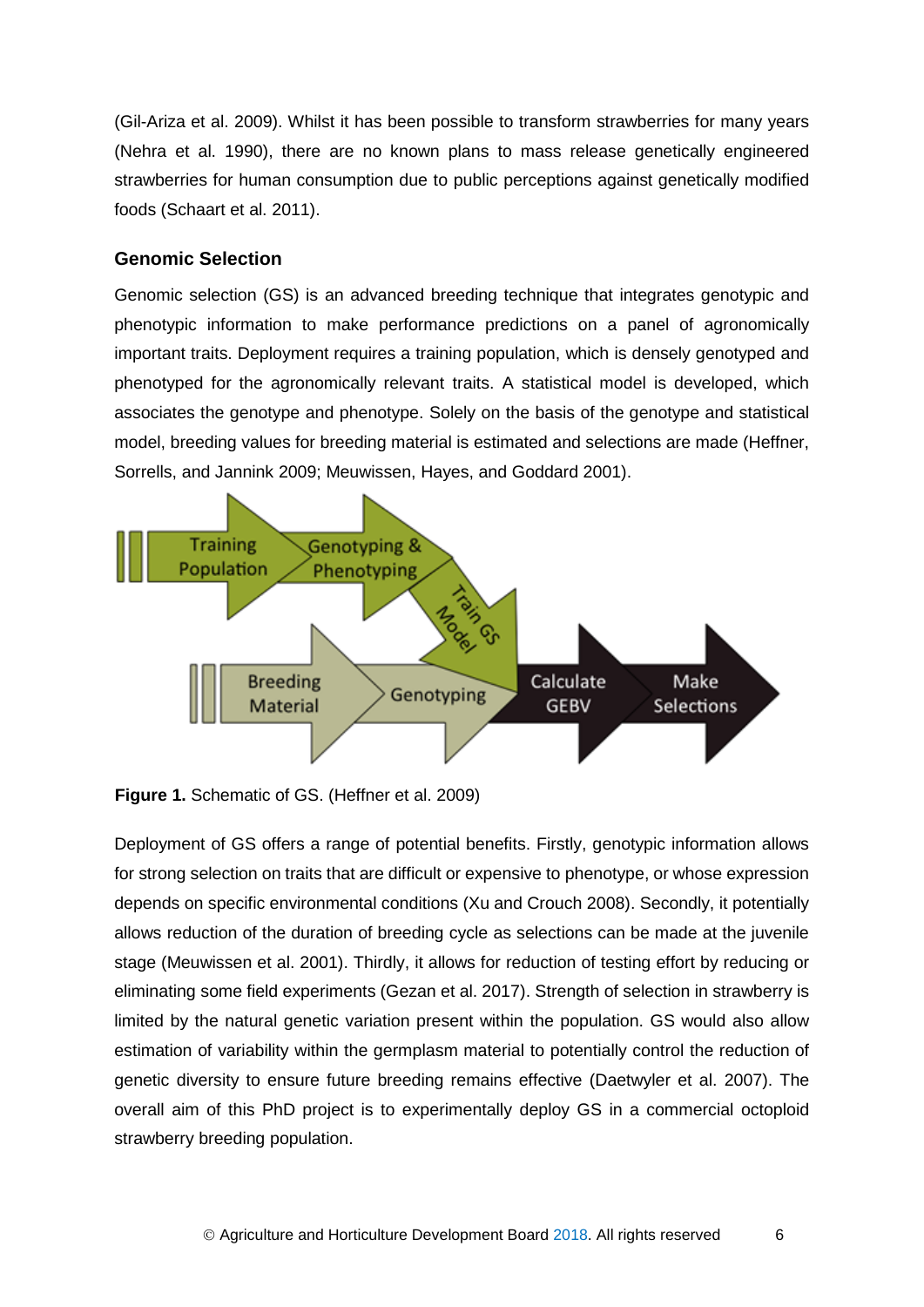(Gil-Ariza et al. 2009). Whilst it has been possible to transform strawberries for many years (Nehra et al. 1990), there are no known plans to mass release genetically engineered strawberries for human consumption due to public perceptions against genetically modified foods (Schaart et al. 2011).

### Genomic Selection

Genomic selection (GS) is an advanced breeding technique that integrates genotypic and phenotypic information to make performance predictions on a panel of agronomically important traits. Deployment requires a training population, which is densely genotyped and phenotyped for the agronomically relevant traits. A statistical model is developed, which associates the genotype and phenotype. Solely on the basis of the genotype and statistical model, breeding values for breeding material is estimated and selections are made (Heffner, Sorrells, and Jannink 2009; Meuwissen, Hayes, and Goddard 2001).

**Figure 1.** Schematic of GS. (Heffner et al. 2009)

Deployment of GS offers a range of potential benefits. Firstly, genotypic information allows for strong selection on traits that are difficult or expensive to phenotype, or whose expression depends on specific environmental conditions (Xu and Crouch 2008). Secondly, it potentially allows reduction of the duration of breeding cycle as selections can be made at the juvenile stage (Meuwissen et al. 2001). Thirdly, it allows for reduction of testing effort by reducing or eliminating some field experiments (Gezan et al. 2017). Strength of selection in strawberry is limited by the natural genetic variation present within the population. GS would also allow estimation of variability within the germplasm material to potentially control the reduction of genetic diversity to ensure future breeding remains effective (Daetwyler et al. 2007). The overall aim of this PhD project is to experimentally deploy GS in a commercial octoploid strawberry breeding population.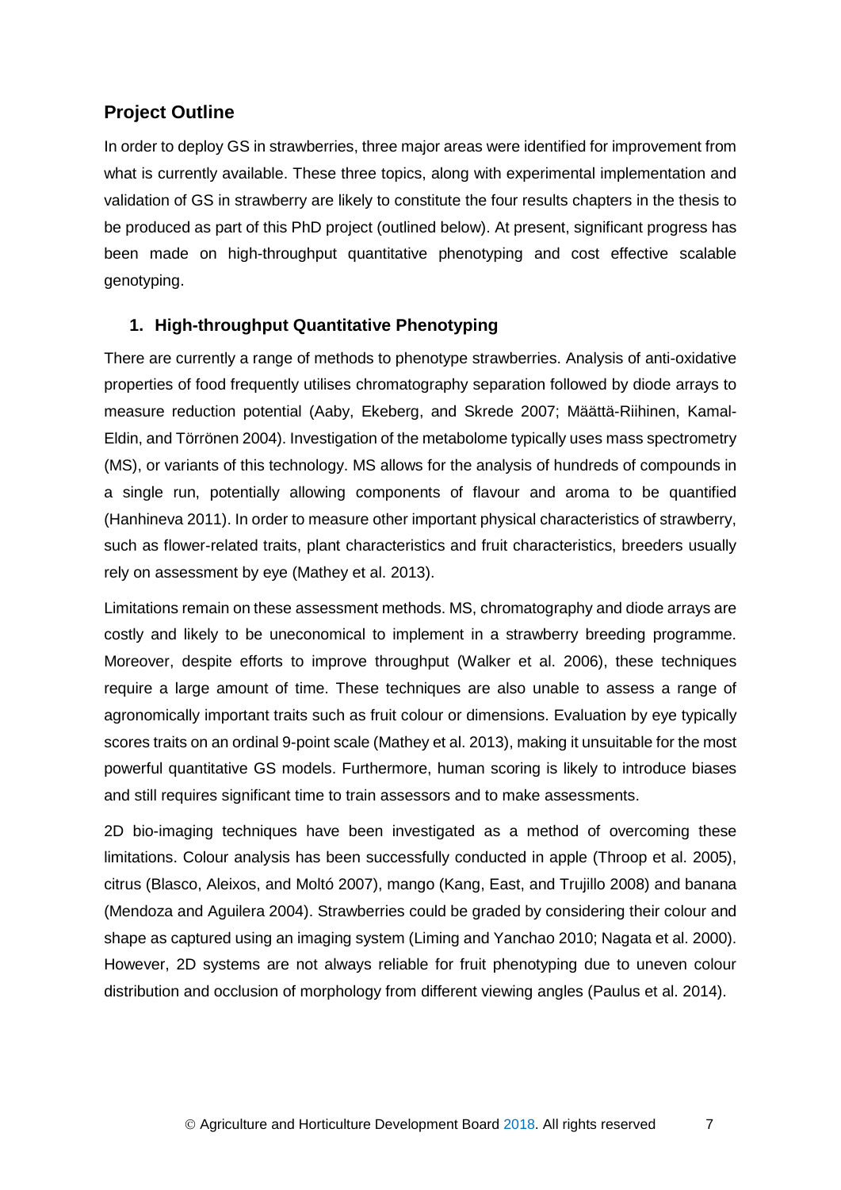## Project Outline

In order to deploy GS in strawberries, three major areas were identified for improvement from what is currently available. These three topics, along with experimental implementation and validation of GS in strawberry are likely to constitute the four results chapters in the thesis to be produced as part of this PhD project (outlined below). At present, significant progress has been made on high-throughput quantitative phenotyping and cost effective scalable genotyping.

### 1. High-throughput Quantitative Phenotyping

There are currently a range of methods to phenotype strawberries. Analysis of anti-oxidative properties of food frequently utilises chromatography separation followed by diode arrays to measure reduction potential (Aaby, Ekeberg, and Skrede 2007; Määttä-Riihinen, Kamal-Eldin, and Törrönen 2004). Investigation of the metabolome typically uses mass spectrometry (MS), or variants of this technology. MS allows for the analysis of hundreds of compounds in a single run, potentially allowing components of flavour and aroma to be quantified (Hanhineva 2011). In order to measure other important physical characteristics of strawberry, such as flower-related traits, plant characteristics and fruit characteristics, breeders usually rely on assessment by eye (Mathey et al. 2013).

Limitations remain on these assessment methods. MS, chromatography and diode arrays are costly and likely to be uneconomical to implement in a strawberry breeding programme. Moreover, despite efforts to improve throughput (Walker et al. 2006), these techniques require a large amount of time. These techniques are also unable to assess a range of agronomically important traits such as fruit colour or dimensions. Evaluation by eye typically scores traits on an ordinal 9-point scale (Mathey et al. 2013), making it unsuitable for the most powerful quantitative GS models. Furthermore, human scoring is likely to introduce biases and still requires significant time to train assessors and to make assessments.

2D bio-imaging techniques have been investigated as a method of overcoming these limitations. Colour analysis has been successfully conducted in apple (Throop et al. 2005), citrus (Blasco, Aleixos, and Moltó 2007), mango (Kang, East, and Trujillo 2008) and banana (Mendoza and Aguilera 2004). Strawberries could be graded by considering their colour and shape as captured using an imaging system (Liming and Yanchao 2010; Nagata et al. 2000). However, 2D systems are not always reliable for fruit phenotyping due to uneven colour distribution and occlusion of morphology from different viewing angles (Paulus et al. 2014).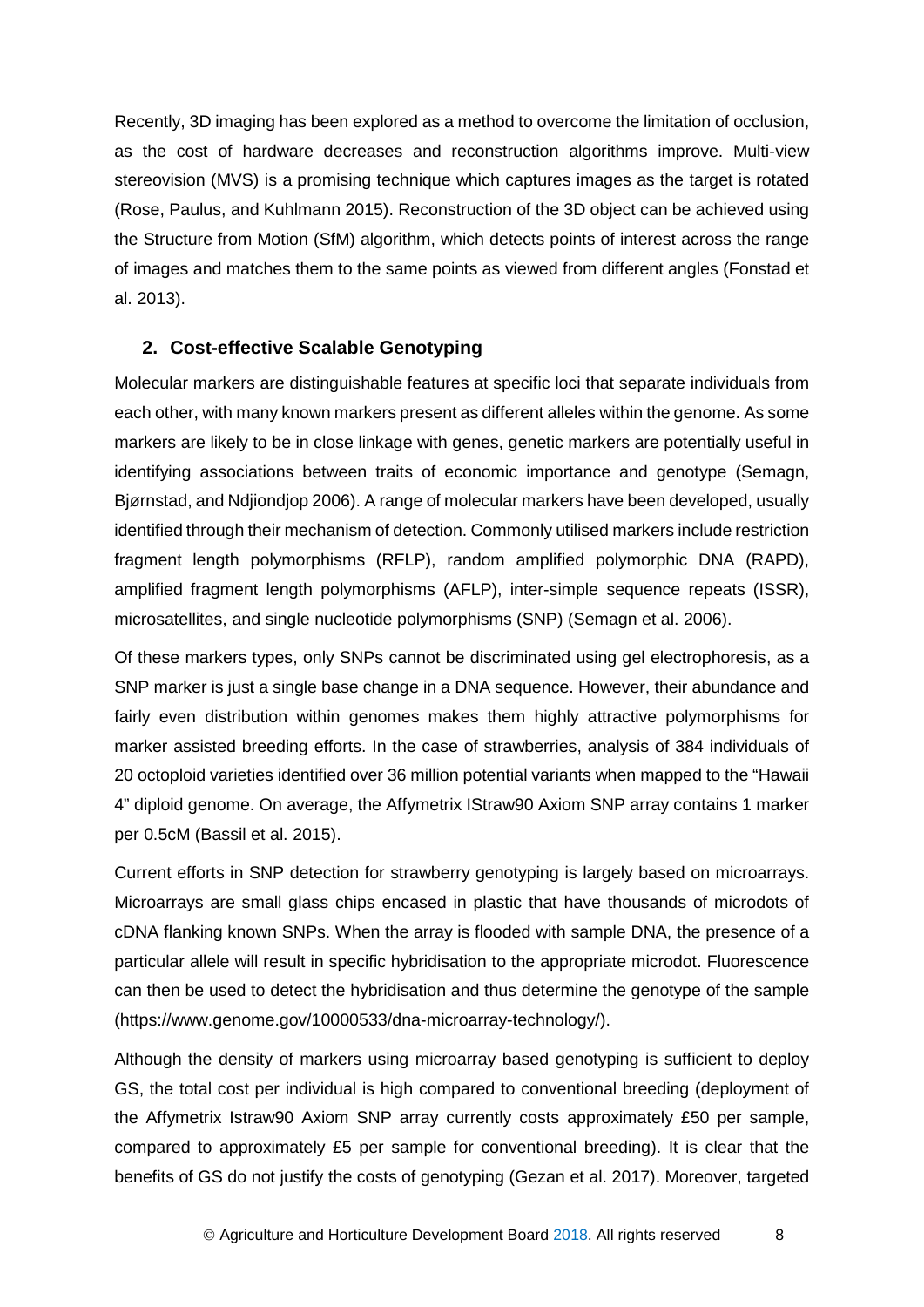Recently, 3D imaging has been explored as a method to overcome the limitation of occlusion, as the cost of hardware decreases and reconstruction algorithms improve. Multi-view stereovision (MVS) is a promising technique which captures images as the target is rotated (Rose, Paulus, and Kuhlmann 2015). Reconstruction of the 3D object can be achieved using the Structure from Motion (SfM) algorithm, which detects points of interest across the range of images and matches them to the same points as viewed from different angles (Fonstad et al. 2013).

## 2. Cost-effective Scalable Genotyping

Molecular markers are distinguishable features at specific loci that separate individuals from each other, with many known markers present as different alleles within the genome. As some markers are likely to be in close linkage with genes, genetic markers are potentially useful in identifying associations between traits of economic importance and genotype (Semagn, Bjørnstad, and Ndjiondjop 2006). A range of molecular markers have been developed, usually identified through their mechanism of detection. Commonly utilised markers include restriction fragment length polymorphisms (RFLP), random amplified polymorphic DNA (RAPD), amplified fragment length polymorphisms (AFLP), inter-simple sequence repeats (ISSR), microsatellites, and single nucleotide polymorphisms (SNP) (Semagn et al. 2006).

Of these markers types, only SNPs cannot be discriminated using gel electrophoresis, as a SNP marker is just a single base change in a DNA sequence. However, their abundance and fairly even distribution within genomes makes them highly attractive polymorphisms for marker assisted breeding efforts. In the case of strawberries, analysis of 384 individuals of 20 octoploid varieties identified over 36 million potential variants when mapped to the "Hawaii 4" diploid genome. On average, the Affymetrix IStraw90 Axiom SNP array contains 1 marker per 0.5cM (Bassil et al. 2015).

Current efforts in SNP detection for strawberry genotyping is largely based on microarrays. Microarrays are small glass chips encased in plastic that have thousands of microdots of cDNA flanking known SNPs. When the array is flooded with sample DNA, the presence of a particular allele will result in specific hybridisation to the appropriate microdot. Fluorescence can then be used to detect the hybridisation and thus determine the genotype of the sample (https://www.genome.gov/10000533/dna-microarray-technology/).

Although the density of markers using microarray based genotyping is sufficient to deploy GS, the total cost per individual is high compared to conventional breeding (deployment of the Affymetrix Istraw90 Axiom SNP array currently costs approximately £50 per sample, compared to approximately £5 per sample for conventional breeding). It is clear that the benefits of GS do not justify the costs of genotyping (Gezan et al. 2017). Moreover, targeted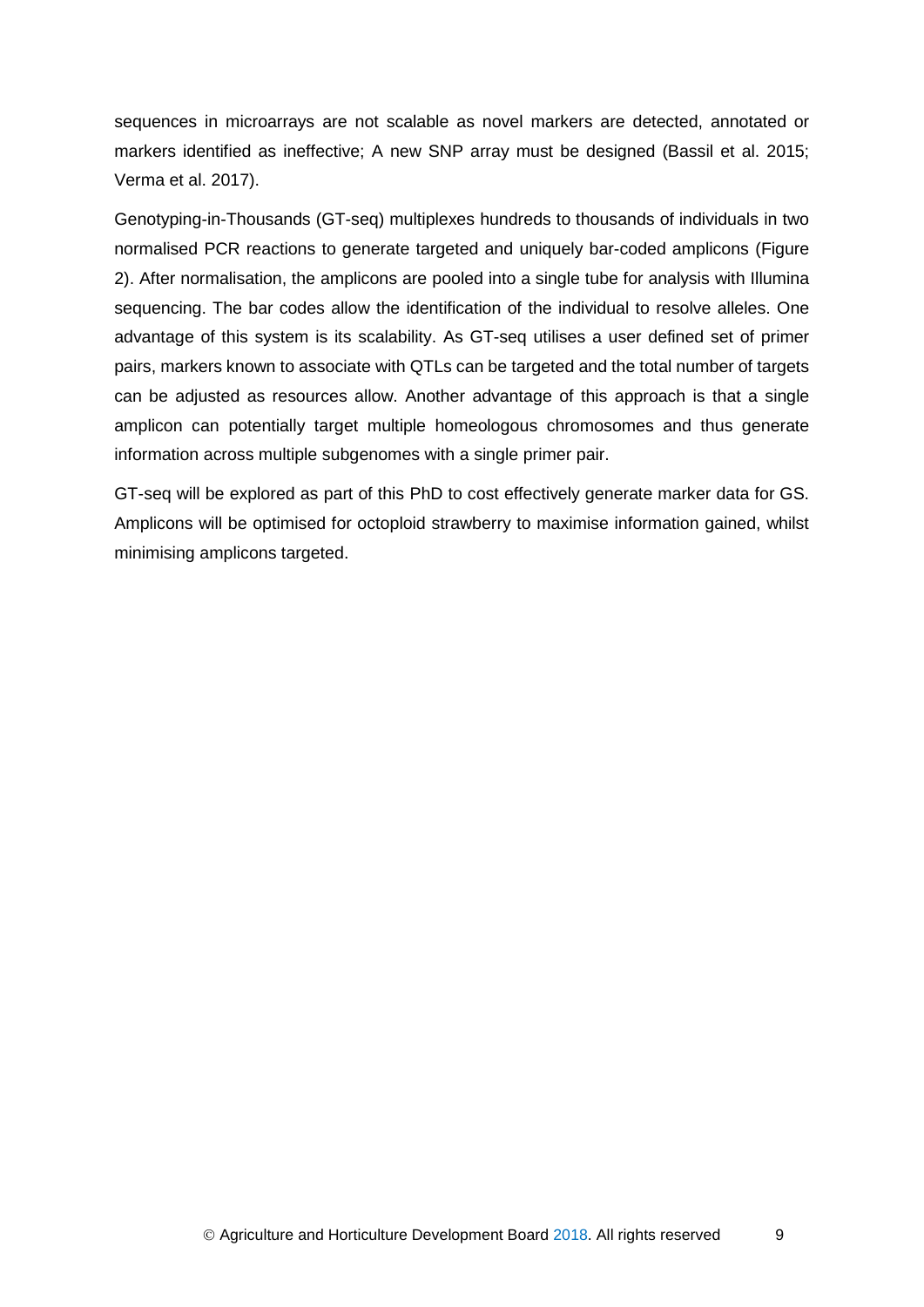sequences in microarrays are not scalable as novel markers are detected, annotated or markers identified as ineffective; A new SNP array must be designed (Bassil et al. 2015; Verma et al. 2017).

Genotyping-in-Thousands (GT-seq) multiplexes hundreds to thousands of individuals in two normalised PCR reactions to generate targeted and uniquely bar-coded amplicons (Figure 2). After normalisation, the amplicons are pooled into a single tube for analysis with Illumina sequencing. The bar codes allow the identification of the individual to resolve alleles. One advantage of this system is its scalability. As GT-seq utilises a user defined set of primer pairs, markers known to associate with QTLs can be targeted and the total number of targets can be adjusted as resources allow. Another advantage of this approach is that a single amplicon can potentially target multiple homeologous chromosomes and thus generate information across multiple subgenomes with a single primer pair.

GT-seq will be explored as part of this PhD to cost effectively generate marker data for GS. Amplicons will be optimised for octoploid strawberry to maximise information gained, whilst minimising amplicons targeted.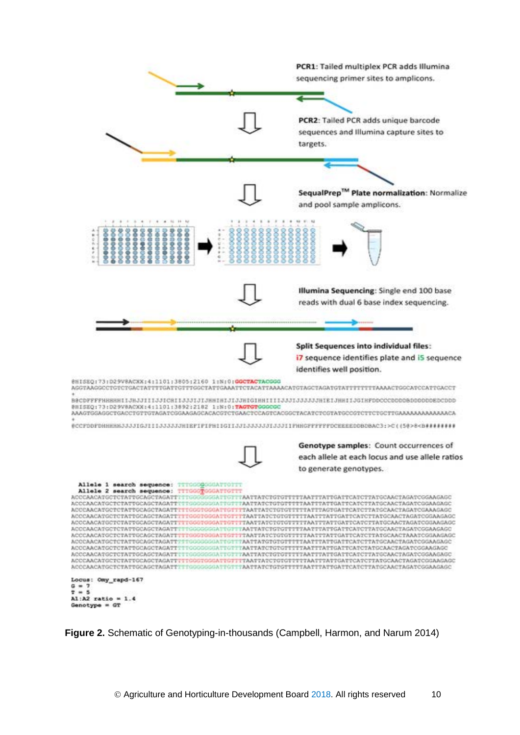**PCR1**: Tailed multiplex PCR adds Illumina sequencing primer sites to amplicons.

**PCR2**: Tailed PCR adds unique barcode sequences and Illumina capture sites to targets.

**SequalPrep™ Plate normalization**: Normalize and pool sample amplicons.

**Illumina Sequencing**: Single end 100 base reads with dual 6 base index sequencing.

**Split Sequences into individual files**: i7 sequence identifies plate and i5 sequence identifies well position.

```
@HISEQ:73:D29V8ACXX:4:1101:3805:2160 1:N:0:GGCTACTACGGG
AGGTAAGGCCTGTCTGACTATTTTGATTGTTTGGCTATTGAAATTCTACATTAAAACATGTAGCTAGATGTATTTTTTTTAAAACTGGCATCCATTGACCT
+
B@CDFFFFHHHHHIIJHJJIIIJJICHIIJJJIJIJHHIHIJIJJHIGIHHIIIIJJJIJJJJJHIEIJHHIIJGIHFDDCCCDDDDBDDDDDDEDCDDD
@HISEQ:73:D29V8ACXX:4:1101:3892:2182 1:N:0:TAGTGTGGGCGC
AAAGTGGAGGCTGACCTGTTGTAGATCGGAAGAGCACACGTCTGAACTCCAGTCACGGCTACATCTCGTATGCCGTCTTCTGCTTGAAAAAAAAAAAACA
+
@CCFDDFDHHHHHJJJJIGJIIIJJJJJJHIEFIFIFHIIGIIJJIJJJJJJIJJJIIFHHGFFFFFFDCEEEEDDBDBAC3:>C((5@>8<B########
```

**Genotype samples**: Count occurrences of each allele at each locus and use allele ratios to generate genotypes.

```
Allele 1 search sequence: TTTGGGGGGGATTGTTT
Allele 2 search sequence: TTTGGGTGGGATTGTTT
ACCCAACATGCTCTATTGCAGCTAGATTTTTGGGGGGGATTGTTTAATTATCTGTGTTTTTAATTTATTGATTCATCTTATGCAACTAGATCGGAAGAGC
ACCCAACATGCTCTATTGCAGCTAGATTTTTGGGGGGGATTGTTTAATTATCTGTGTTTTTAATTTATTGATTCATCTTATGCAACTAGATCGGAAGAGC
ACCCAACATGCTCTATTGCAGCTAGATTTTTGGGTGGGATTGTTTTAATTATCTGTGTTTTTATTTAGTGATTCATCTTATGCAACTAGATCGAAAGAGC
ACCCAACATGCTCTATTGCAGCTAGATTTTTGGGTGGGATTGTTTTAATTATCTGTGTTTTTAATTTATTGATTCATCTTATGCAACTAGATCGGAAGAGC
ACCCAACATGCTCTATTGCAGCTAGATTTTTGGGTGGGATTGTTTTAATTATCTGTGTTTTTAATTTATTGATTCATCTTATGCAACTAGATCGGAAGAGC
ACCCAACATGCTCTATTGCAGCTAGATTTTTGGGGGGGATTGTTTAATTATCTGTGTTTTTAATTTATTGATTCATCTTATGCAACTAGATCGGAAGAGC
ACCCAACATGCTCTATTGCAGCTAGATTTTTGGGTGGGATTGTTTTAATTATCTGTGTTTTTAATTTATTGATTCATCTTATGCAACTAGATCGGAAGAGC
ACCCAACATGCTCTATTGCAGCTAGATTTTTGGGGGGGATTGTTTAATTATGTGTGTTTTTAATTTATTGATTCATCTTATGCAACTAGATCGGAAGAGC
ACCCAACATGCTCTATTGCAGCTAGATTTTTGGGGGGGATTGTTTAATTATCTGTGTTTTTAATTTATTGATTCATCTATGCAACTAGATCGGAAGAGC
ACCCAACATGCTCTATTGCAGCTAGATTTTTGGGGGGGATTGTTTAATTATCTGTGTTTTTAATTTATTGATTCATCTTATGCAACTAGATCGGAAGAGC
ACCCAACATGCTCTATTGCAGCTAGATTTTTGGGTGGGATTGTTTTAATTATCTGTGTTTTTAATTTATTGATTCATCTTATGCAACTAGATCGGAAGAGC
ACCCAACATGCTCTATTGCAGCTAGATTTTTGGGGGGGATTGTTTAATTATCTGTGTTTTTAATTTATTGATTCATCTTATGCAACTAGATCGGAAGAGC

Locus: Omy_rapd-167
G = 7
T = 5
A1:A2 ratio = 1.4
Genotype = GT
```

**Figure 2.** Schematic of Genotyping-in-thousands (Campbell, Harmon, and Narum 2014)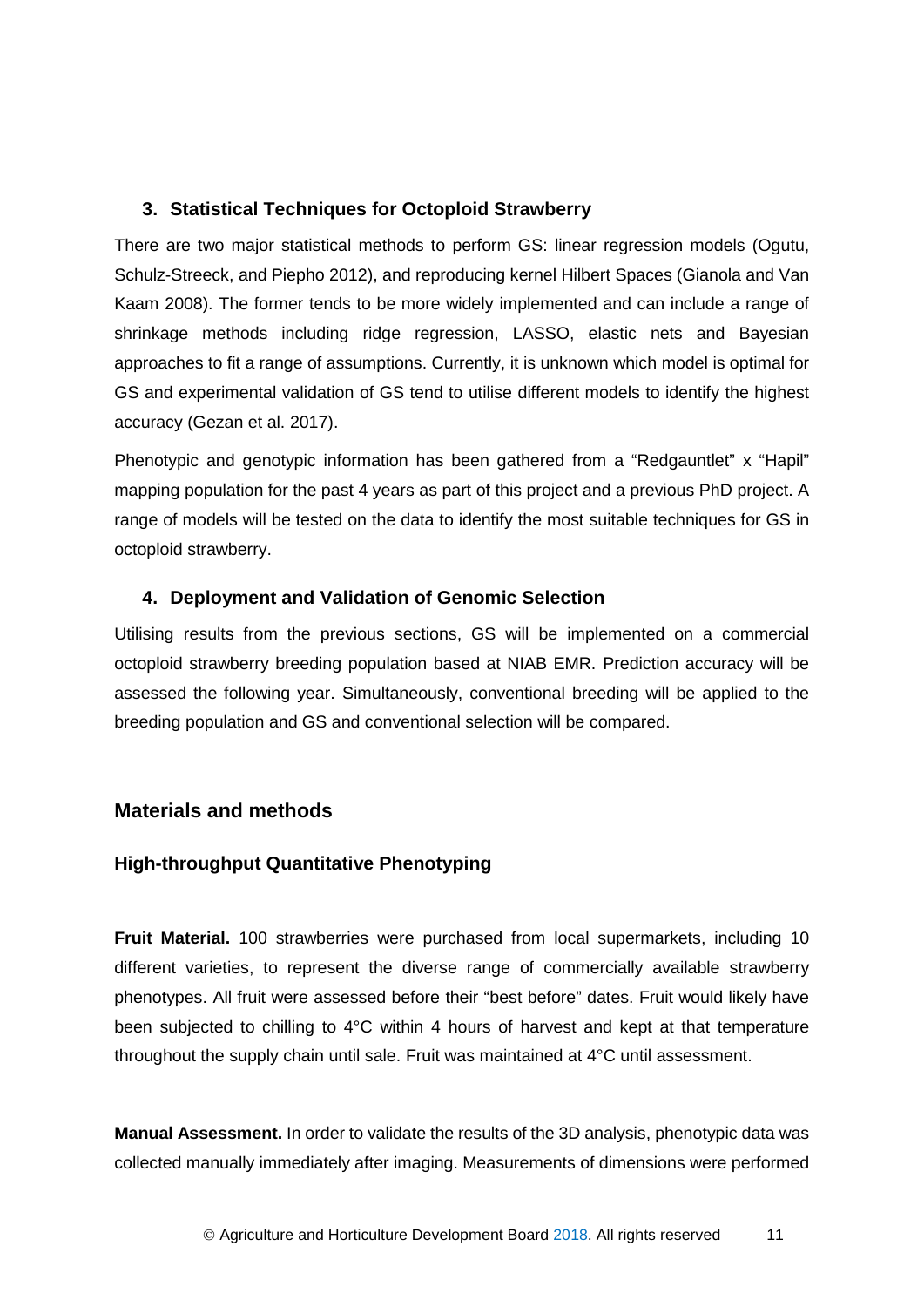### 3. Statistical Techniques for Octoploid Strawberry

There are two major statistical methods to perform GS: linear regression models (Ogutu, Schulz-Streeck, and Piepho 2012), and reproducing kernel Hilbert Spaces (Gianola and Van Kaam 2008). The former tends to be more widely implemented and can include a range of shrinkage methods including ridge regression, LASSO, elastic nets and Bayesian approaches to fit a range of assumptions. Currently, it is unknown which model is optimal for GS and experimental validation of GS tend to utilise different models to identify the highest accuracy (Gezan et al. 2017).

Phenotypic and genotypic information has been gathered from a "Redgauntlet" x "Hapil" mapping population for the past 4 years as part of this project and a previous PhD project. A range of models will be tested on the data to identify the most suitable techniques for GS in octoploid strawberry.

### 4. Deployment and Validation of Genomic Selection

Utilising results from the previous sections, GS will be implemented on a commercial octoploid strawberry breeding population based at NIAB EMR. Prediction accuracy will be assessed the following year. Simultaneously, conventional breeding will be applied to the breeding population and GS and conventional selection will be compared.

## Materials and methods

### High-throughput Quantitative Phenotyping

**Fruit Material.** 100 strawberries were purchased from local supermarkets, including 10 different varieties, to represent the diverse range of commercially available strawberry phenotypes. All fruit were assessed before their "best before" dates. Fruit would likely have been subjected to chilling to 4°C within 4 hours of harvest and kept at that temperature throughout the supply chain until sale. Fruit was maintained at 4°C until assessment.

**Manual Assessment.** In order to validate the results of the 3D analysis, phenotypic data was collected manually immediately after imaging. Measurements of dimensions were performed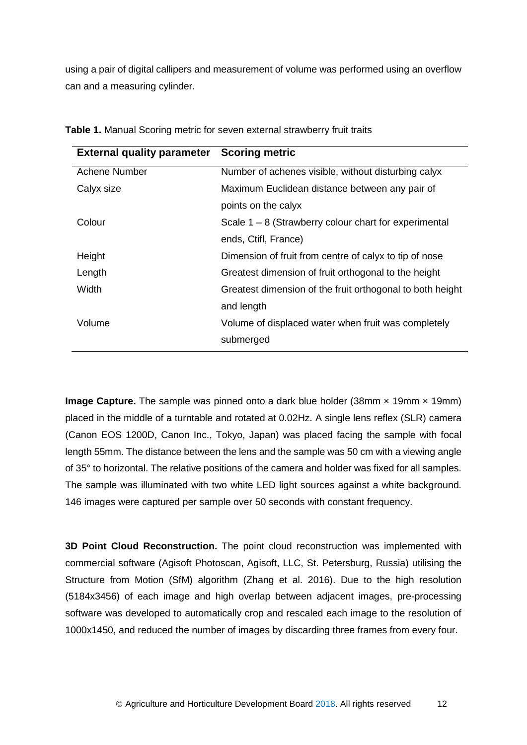using a pair of digital callipers and measurement of volume was performed using an overflow can and a measuring cylinder.

**Table 1.** Manual Scoring metric for seven external strawberry fruit traits

| External quality parameter | Scoring metric |
|---|---|
| Achene Number | Number of achenes visible, without disturbing calyx |
| Calyx size | Maximum Euclidean distance between any pair of points on the calyx |
| Colour | Scale 1 – 8 (Strawberry colour chart for experimental ends, Ctifl, France) |
| Height | Dimension of fruit from centre of calyx to tip of nose |
| Length | Greatest dimension of fruit orthogonal to the height |
| Width | Greatest dimension of the fruit orthogonal to both height and length |
| Volume | Volume of displaced water when fruit was completely submerged |

**Image Capture.** The sample was pinned onto a dark blue holder (38mm × 19mm × 19mm) placed in the middle of a turntable and rotated at 0.02Hz. A single lens reflex (SLR) camera (Canon EOS 1200D, Canon Inc., Tokyo, Japan) was placed facing the sample with focal length 55mm. The distance between the lens and the sample was 50 cm with a viewing angle of 35° to horizontal. The relative positions of the camera and holder was fixed for all samples. The sample was illuminated with two white LED light sources against a white background. 146 images were captured per sample over 50 seconds with constant frequency.

**3D Point Cloud Reconstruction.** The point cloud reconstruction was implemented with commercial software (Agisoft Photoscan, Agisoft, LLC, St. Petersburg, Russia) utilising the Structure from Motion (SfM) algorithm (Zhang et al. 2016). Due to the high resolution (5184x3456) of each image and high overlap between adjacent images, pre-processing software was developed to automatically crop and rescaled each image to the resolution of 1000x1450, and reduced the number of images by discarding three frames from every four.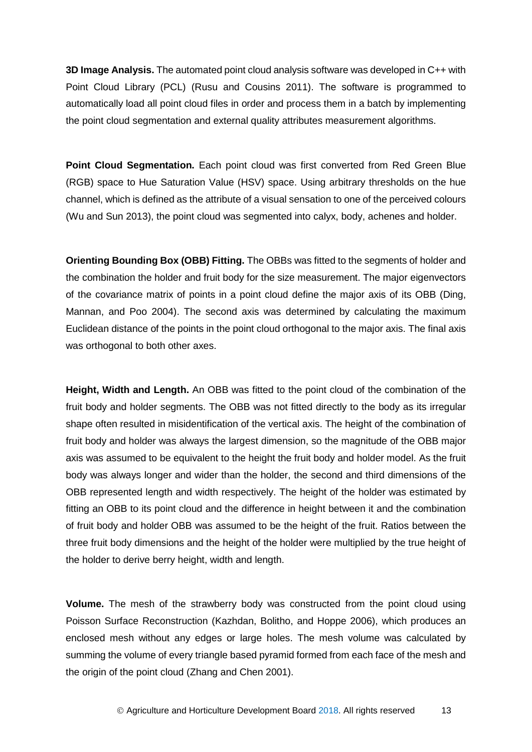**3D Image Analysis.** The automated point cloud analysis software was developed in C++ with Point Cloud Library (PCL) (Rusu and Cousins 2011). The software is programmed to automatically load all point cloud files in order and process them in a batch by implementing the point cloud segmentation and external quality attributes measurement algorithms.

**Point Cloud Segmentation.** Each point cloud was first converted from Red Green Blue (RGB) space to Hue Saturation Value (HSV) space. Using arbitrary thresholds on the hue channel, which is defined as the attribute of a visual sensation to one of the perceived colours (Wu and Sun 2013), the point cloud was segmented into calyx, body, achenes and holder.

**Orienting Bounding Box (OBB) Fitting.** The OBBs was fitted to the segments of holder and the combination the holder and fruit body for the size measurement. The major eigenvectors of the covariance matrix of points in a point cloud define the major axis of its OBB (Ding, Mannan, and Poo 2004). The second axis was determined by calculating the maximum Euclidean distance of the points in the point cloud orthogonal to the major axis. The final axis was orthogonal to both other axes.

**Height, Width and Length.** An OBB was fitted to the point cloud of the combination of the fruit body and holder segments. The OBB was not fitted directly to the body as its irregular shape often resulted in misidentification of the vertical axis. The height of the combination of fruit body and holder was always the largest dimension, so the magnitude of the OBB major axis was assumed to be equivalent to the height the fruit body and holder model. As the fruit body was always longer and wider than the holder, the second and third dimensions of the OBB represented length and width respectively. The height of the holder was estimated by fitting an OBB to its point cloud and the difference in height between it and the combination of fruit body and holder OBB was assumed to be the height of the fruit. Ratios between the three fruit body dimensions and the height of the holder were multiplied by the true height of the holder to derive berry height, width and length.

**Volume.** The mesh of the strawberry body was constructed from the point cloud using Poisson Surface Reconstruction (Kazhdan, Bolitho, and Hoppe 2006), which produces an enclosed mesh without any edges or large holes. The mesh volume was calculated by summing the volume of every triangle based pyramid formed from each face of the mesh and the origin of the point cloud (Zhang and Chen 2001).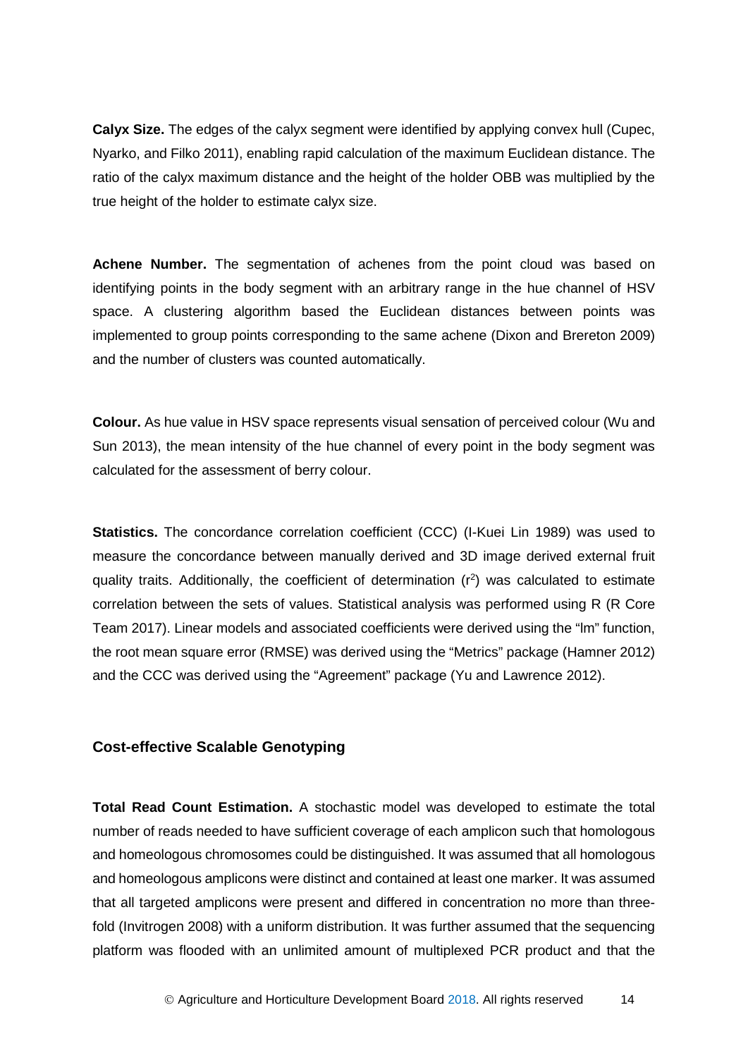**Calyx Size.** The edges of the calyx segment were identified by applying convex hull (Cupec, Nyarko, and Filko 2011), enabling rapid calculation of the maximum Euclidean distance. The ratio of the calyx maximum distance and the height of the holder OBB was multiplied by the true height of the holder to estimate calyx size.

**Achene Number.** The segmentation of achenes from the point cloud was based on identifying points in the body segment with an arbitrary range in the hue channel of HSV space. A clustering algorithm based the Euclidean distances between points was implemented to group points corresponding to the same achene (Dixon and Brereton 2009) and the number of clusters was counted automatically.

**Colour.** As hue value in HSV space represents visual sensation of perceived colour (Wu and Sun 2013), the mean intensity of the hue channel of every point in the body segment was calculated for the assessment of berry colour.

**Statistics.** The concordance correlation coefficient (CCC) (I-Kuei Lin 1989) was used to measure the concordance between manually derived and 3D image derived external fruit quality traits. Additionally, the coefficient of determination ($r^2$) was calculated to estimate correlation between the sets of values. Statistical analysis was performed using R (R Core Team 2017). Linear models and associated coefficients were derived using the "lm" function, the root mean square error (RMSE) was derived using the "Metrics" package (Hamner 2012) and the CCC was derived using the "Agreement" package (Yu and Lawrence 2012).

### Cost-effective Scalable Genotyping

**Total Read Count Estimation.** A stochastic model was developed to estimate the total number of reads needed to have sufficient coverage of each amplicon such that homologous and homeologous chromosomes could be distinguished. It was assumed that all homologous and homeologous amplicons were distinct and contained at least one marker. It was assumed that all targeted amplicons were present and differed in concentration no more than three-fold (Invitrogen 2008) with a uniform distribution. It was further assumed that the sequencing platform was flooded with an unlimited amount of multiplexed PCR product and that the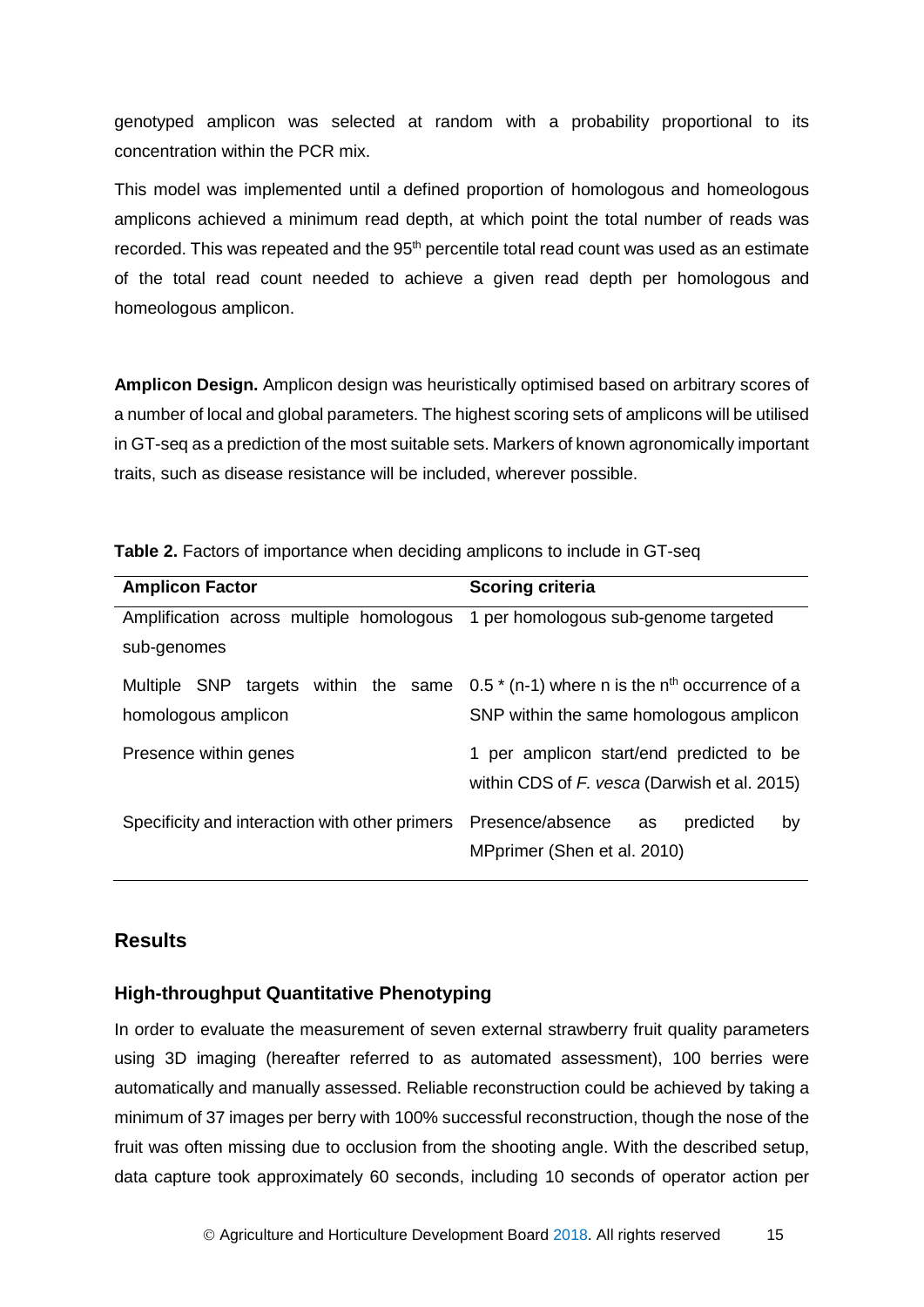genotyped amplicon was selected at random with a probability proportional to its concentration within the PCR mix.

This model was implemented until a defined proportion of homologous and homeologous amplicons achieved a minimum read depth, at which point the total number of reads was recorded. This was repeated and the 95th percentile total read count was used as an estimate of the total read count needed to achieve a given read depth per homologous and homeologous amplicon.

**Amplicon Design.** Amplicon design was heuristically optimised based on arbitrary scores of a number of local and global parameters. The highest scoring sets of amplicons will be utilised in GT-seq as a prediction of the most suitable sets. Markers of known agronomically important traits, such as disease resistance will be included, wherever possible.

**Table 2.** Factors of importance when deciding amplicons to include in GT-seq

| Amplicon Factor | Scoring criteria |
| --- | --- |
| Amplification across multiple homologous sub-genomes | 1 per homologous sub-genome targeted |
| Multiple SNP targets within the same homologous amplicon | $0.5 * (n-1)$ where n is the $n^{th}$ occurrence of a SNP within the same homologous amplicon |
| Presence within genes | 1 per amplicon start/end predicted to be within CDS of *F. vesca* (Darwish et al. 2015) |
| Specificity and interaction with other primers | Presence/absence as predicted by MPprimer (Shen et al. 2010) |

## Results

### High-throughput Quantitative Phenotyping

In order to evaluate the measurement of seven external strawberry fruit quality parameters using 3D imaging (hereafter referred to as automated assessment), 100 berries were automatically and manually assessed. Reliable reconstruction could be achieved by taking a minimum of 37 images per berry with 100% successful reconstruction, though the nose of the fruit was often missing due to occlusion from the shooting angle. With the described setup, data capture took approximately 60 seconds, including 10 seconds of operator action per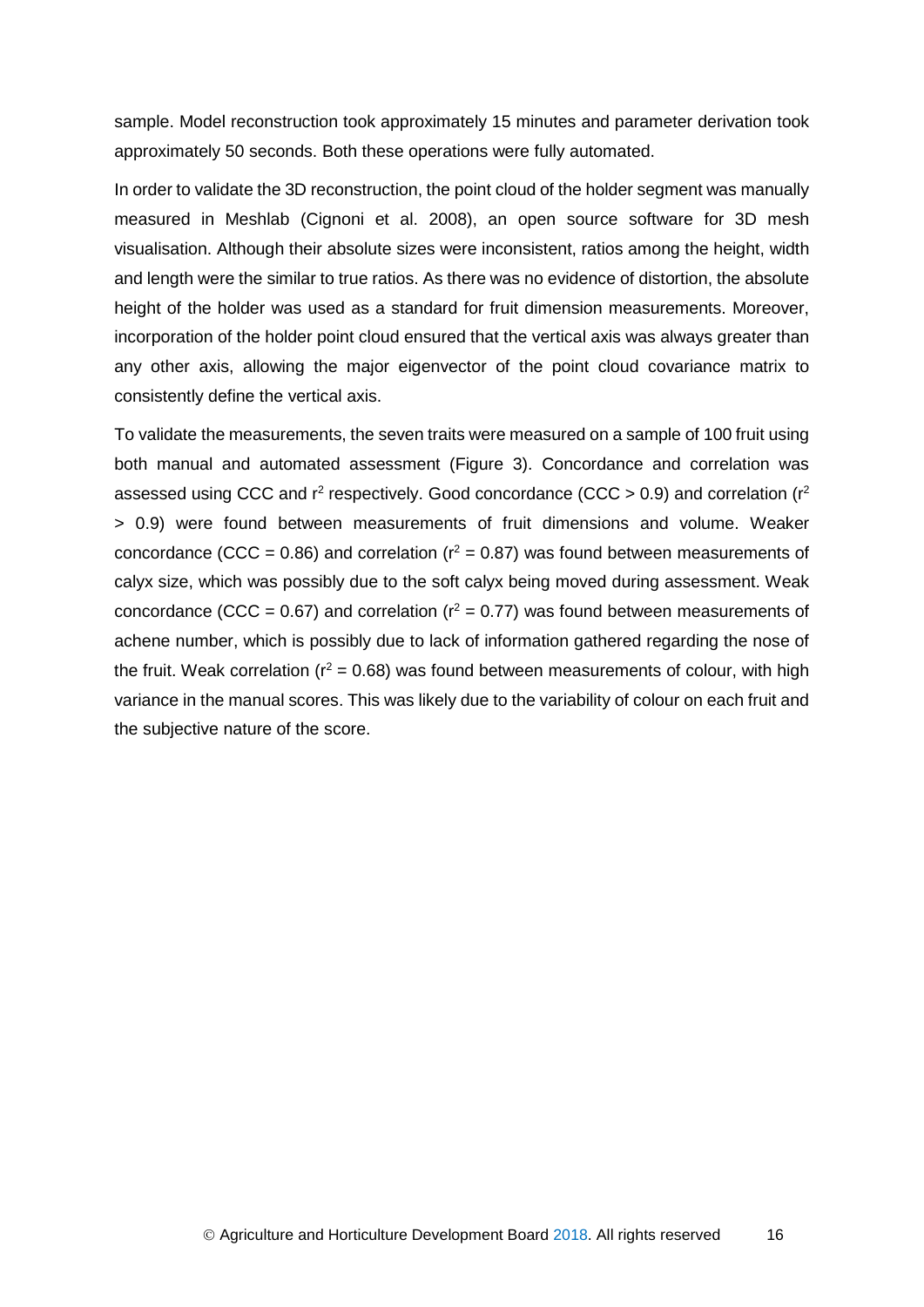sample. Model reconstruction took approximately 15 minutes and parameter derivation took approximately 50 seconds. Both these operations were fully automated.

In order to validate the 3D reconstruction, the point cloud of the holder segment was manually measured in Meshlab (Cignoni et al. 2008), an open source software for 3D mesh visualisation. Although their absolute sizes were inconsistent, ratios among the height, width and length were the similar to true ratios. As there was no evidence of distortion, the absolute height of the holder was used as a standard for fruit dimension measurements. Moreover, incorporation of the holder point cloud ensured that the vertical axis was always greater than any other axis, allowing the major eigenvector of the point cloud covariance matrix to consistently define the vertical axis.

To validate the measurements, the seven traits were measured on a sample of 100 fruit using both manual and automated assessment (Figure 3). Concordance and correlation was assessed using CCC and $r^2$ respectively. Good concordance (CCC > 0.9) and correlation ($r^2$ > 0.9) were found between measurements of fruit dimensions and volume. Weaker concordance (CCC = 0.86) and correlation ($r^2 = 0.87$) was found between measurements of calyx size, which was possibly due to the soft calyx being moved during assessment. Weak concordance (CCC = 0.67) and correlation ($r^2 = 0.77$) was found between measurements of achene number, which is possibly due to lack of information gathered regarding the nose of the fruit. Weak correlation ($r^2 = 0.68$) was found between measurements of colour, with high variance in the manual scores. This was likely due to the variability of colour on each fruit and the subjective nature of the score.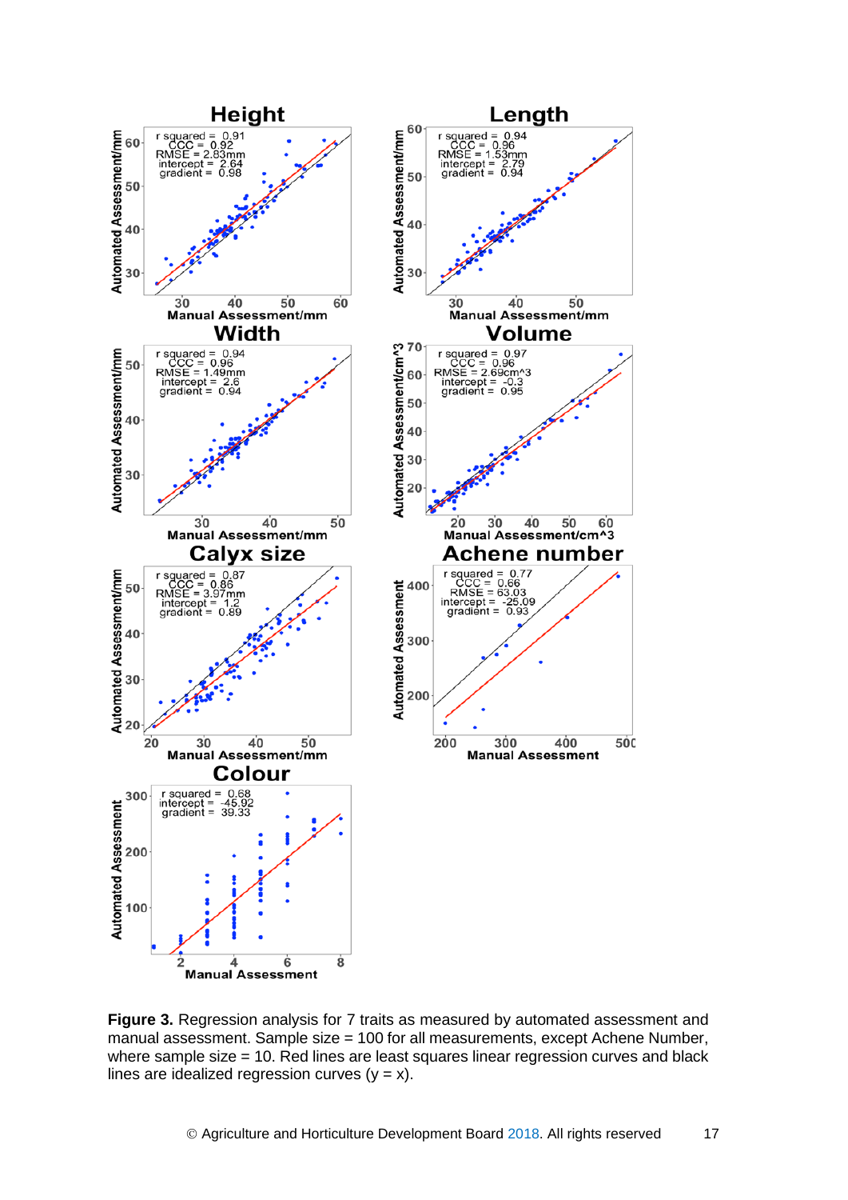**Figure 3.** Regression analysis for 7 traits as measured by automated assessment and manual assessment. Sample size = 100 for all measurements, except Achene Number, where sample size = 10. Red lines are least squares linear regression curves and black lines are idealized regression curves (y = x).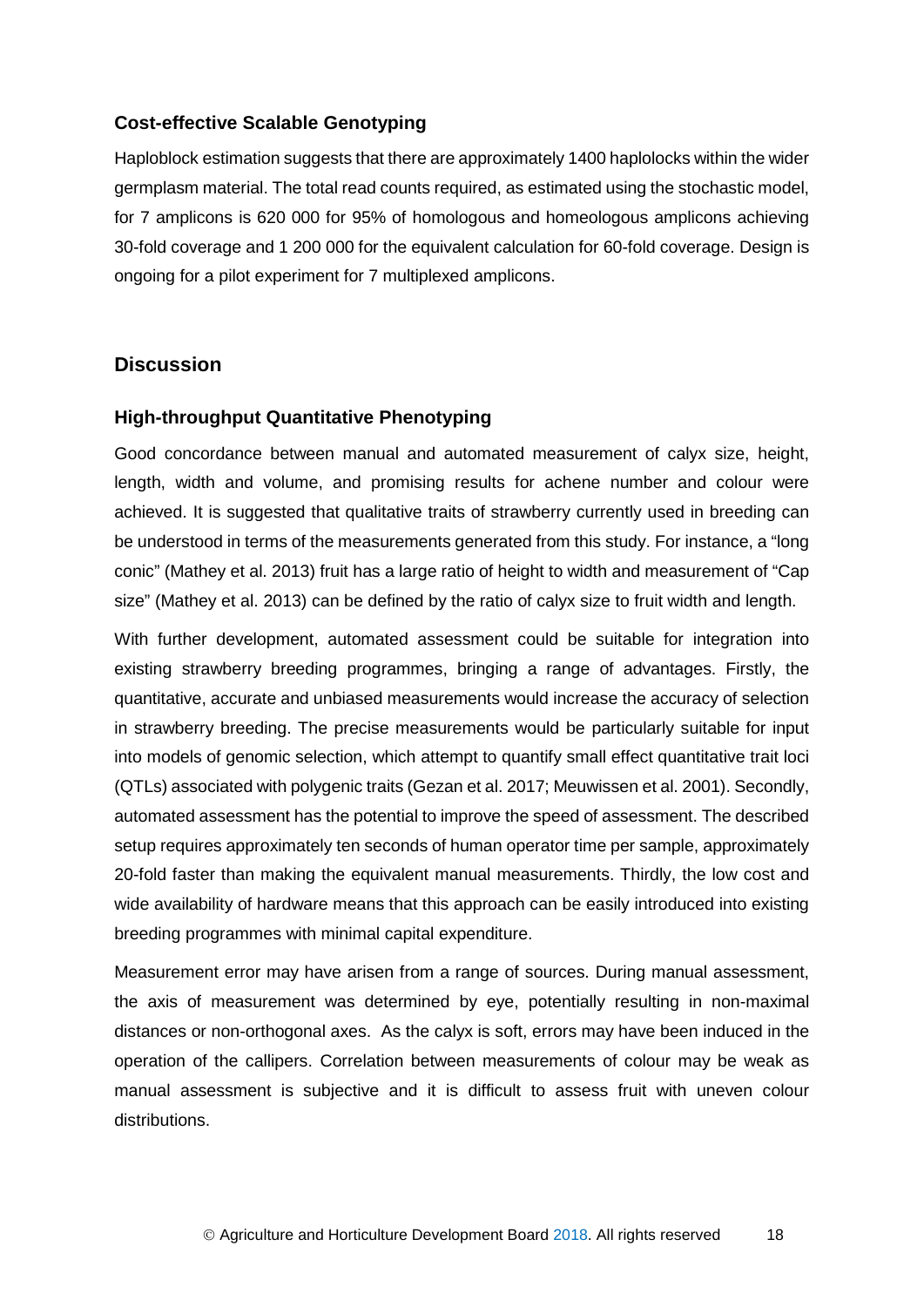### Cost-effective Scalable Genotyping

Haploblock estimation suggests that there are approximately 1400 haplolocks within the wider germplasm material. The total read counts required, as estimated using the stochastic model, for 7 amplicons is 620 000 for 95% of homologous and homeologous amplicons achieving 30-fold coverage and 1 200 000 for the equivalent calculation for 60-fold coverage. Design is ongoing for a pilot experiment for 7 multiplexed amplicons.

## Discussion

### High-throughput Quantitative Phenotyping

Good concordance between manual and automated measurement of calyx size, height, length, width and volume, and promising results for achene number and colour were achieved. It is suggested that qualitative traits of strawberry currently used in breeding can be understood in terms of the measurements generated from this study. For instance, a "long conic" (Mathey et al. 2013) fruit has a large ratio of height to width and measurement of "Cap size" (Mathey et al. 2013) can be defined by the ratio of calyx size to fruit width and length.

With further development, automated assessment could be suitable for integration into existing strawberry breeding programmes, bringing a range of advantages. Firstly, the quantitative, accurate and unbiased measurements would increase the accuracy of selection in strawberry breeding. The precise measurements would be particularly suitable for input into models of genomic selection, which attempt to quantify small effect quantitative trait loci (QTLs) associated with polygenic traits (Gezan et al. 2017; Meuwissen et al. 2001). Secondly, automated assessment has the potential to improve the speed of assessment. The described setup requires approximately ten seconds of human operator time per sample, approximately 20-fold faster than making the equivalent manual measurements. Thirdly, the low cost and wide availability of hardware means that this approach can be easily introduced into existing breeding programmes with minimal capital expenditure.

Measurement error may have arisen from a range of sources. During manual assessment, the axis of measurement was determined by eye, potentially resulting in non-maximal distances or non-orthogonal axes. As the calyx is soft, errors may have been induced in the operation of the callipers. Correlation between measurements of colour may be weak as manual assessment is subjective and it is difficult to assess fruit with uneven colour distributions.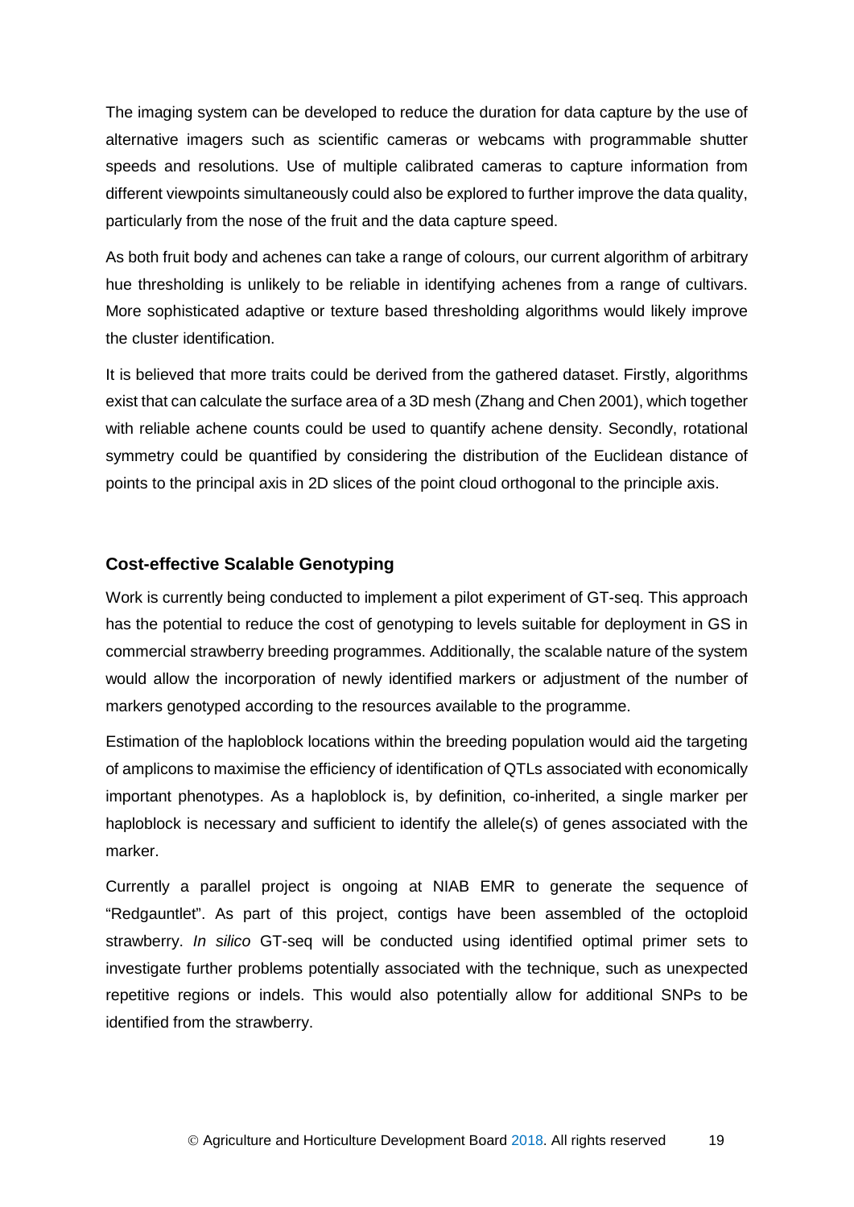The imaging system can be developed to reduce the duration for data capture by the use of alternative imagers such as scientific cameras or webcams with programmable shutter speeds and resolutions. Use of multiple calibrated cameras to capture information from different viewpoints simultaneously could also be explored to further improve the data quality, particularly from the nose of the fruit and the data capture speed.

As both fruit body and achenes can take a range of colours, our current algorithm of arbitrary hue thresholding is unlikely to be reliable in identifying achenes from a range of cultivars. More sophisticated adaptive or texture based thresholding algorithms would likely improve the cluster identification.

It is believed that more traits could be derived from the gathered dataset. Firstly, algorithms exist that can calculate the surface area of a 3D mesh (Zhang and Chen 2001), which together with reliable achene counts could be used to quantify achene density. Secondly, rotational symmetry could be quantified by considering the distribution of the Euclidean distance of points to the principal axis in 2D slices of the point cloud orthogonal to the principle axis.

### Cost-effective Scalable Genotyping

Work is currently being conducted to implement a pilot experiment of GT-seq. This approach has the potential to reduce the cost of genotyping to levels suitable for deployment in GS in commercial strawberry breeding programmes. Additionally, the scalable nature of the system would allow the incorporation of newly identified markers or adjustment of the number of markers genotyped according to the resources available to the programme.

Estimation of the haploblock locations within the breeding population would aid the targeting of amplicons to maximise the efficiency of identification of QTLs associated with economically important phenotypes. As a haploblock is, by definition, co-inherited, a single marker per haploblock is necessary and sufficient to identify the allele(s) of genes associated with the marker.

Currently a parallel project is ongoing at NIAB EMR to generate the sequence of "Redgauntlet". As part of this project, contigs have been assembled of the octoploid strawberry. *In silico* GT-seq will be conducted using identified optimal primer sets to investigate further problems potentially associated with the technique, such as unexpected repetitive regions or indels. This would also potentially allow for additional SNPs to be identified from the strawberry.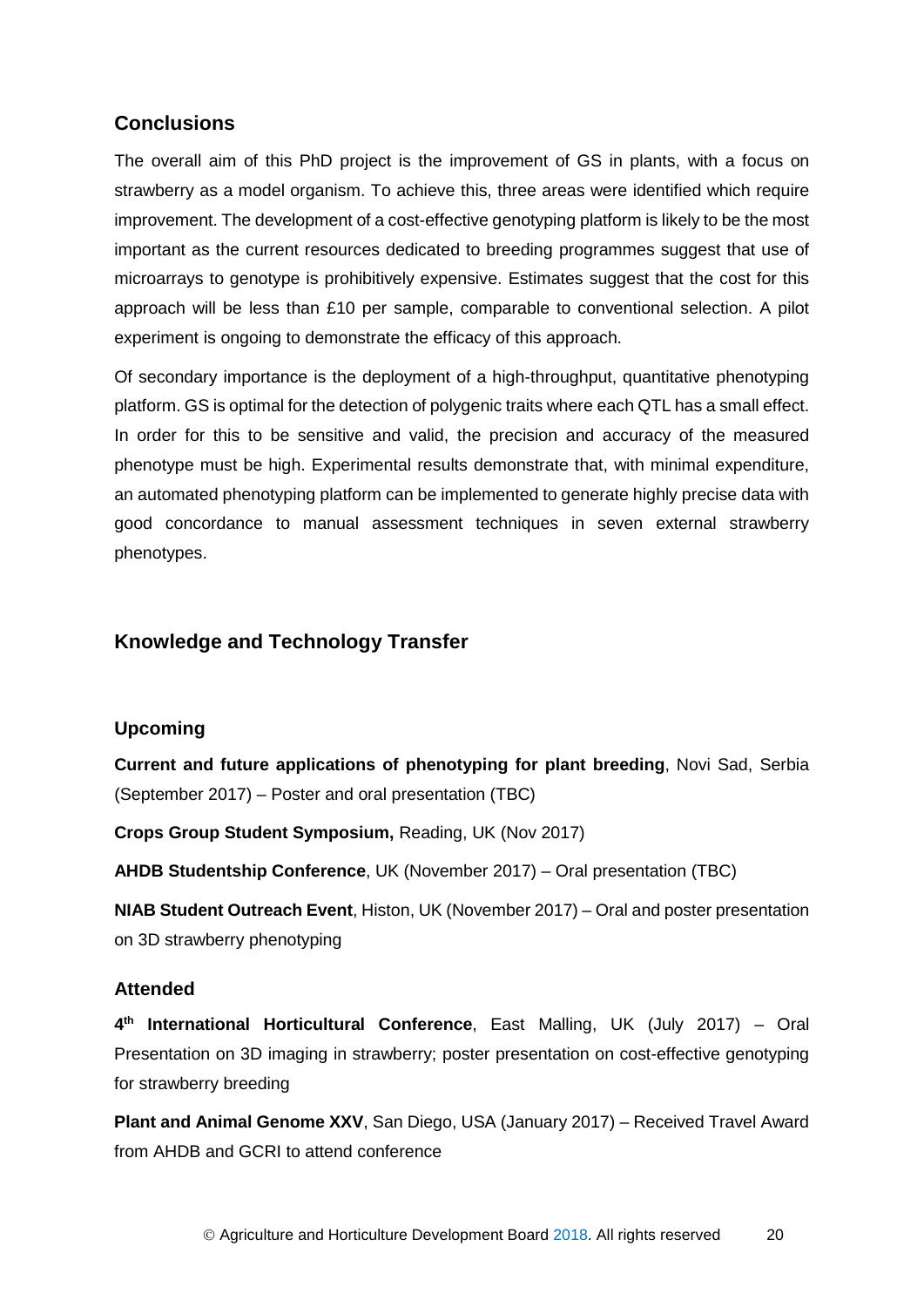## Conclusions

The overall aim of this PhD project is the improvement of GS in plants, with a focus on strawberry as a model organism. To achieve this, three areas were identified which require improvement. The development of a cost-effective genotyping platform is likely to be the most important as the current resources dedicated to breeding programmes suggest that use of microarrays to genotype is prohibitively expensive. Estimates suggest that the cost for this approach will be less than £10 per sample, comparable to conventional selection. A pilot experiment is ongoing to demonstrate the efficacy of this approach.

Of secondary importance is the deployment of a high-throughput, quantitative phenotyping platform. GS is optimal for the detection of polygenic traits where each QTL has a small effect. In order for this to be sensitive and valid, the precision and accuracy of the measured phenotype must be high. Experimental results demonstrate that, with minimal expenditure, an automated phenotyping platform can be implemented to generate highly precise data with good concordance to manual assessment techniques in seven external strawberry phenotypes.

## Knowledge and Technology Transfer

### Upcoming

**Current and future applications of phenotyping for plant breeding**, Novi Sad, Serbia (September 2017) – Poster and oral presentation (TBC)

**Crops Group Student Symposium,** Reading, UK (Nov 2017)

**AHDB Studentship Conference**, UK (November 2017) – Oral presentation (TBC)

**NIAB Student Outreach Event**, Histon, UK (November 2017) – Oral and poster presentation on 3D strawberry phenotyping

### Attended

**4th International Horticultural Conference**, East Malling, UK (July 2017) – Oral Presentation on 3D imaging in strawberry; poster presentation on cost-effective genotyping for strawberry breeding

**Plant and Animal Genome XXV**, San Diego, USA (January 2017) – Received Travel Award from AHDB and GCRI to attend conference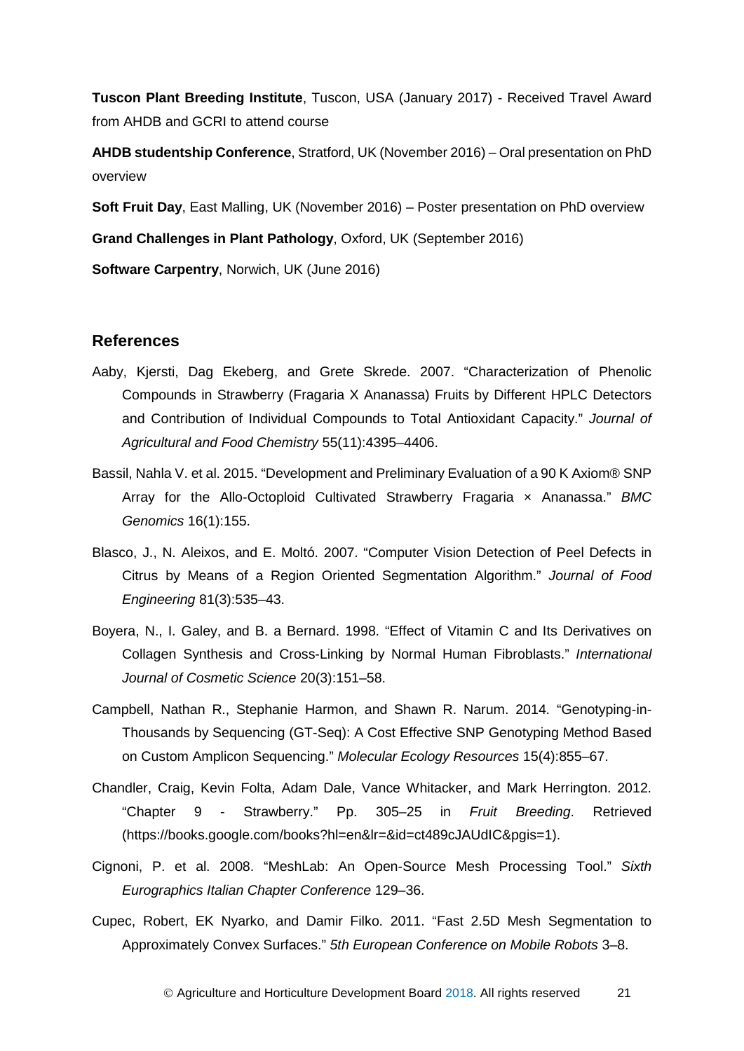**Tuscon Plant Breeding Institute**, Tuscon, USA (January 2017) - Received Travel Award from AHDB and GCRI to attend course

**AHDB studentship Conference**, Stratford, UK (November 2016) – Oral presentation on PhD overview

**Soft Fruit Day**, East Malling, UK (November 2016) – Poster presentation on PhD overview

**Grand Challenges in Plant Pathology**, Oxford, UK (September 2016)

**Software Carpentry**, Norwich, UK (June 2016)

## References

Aaby, Kjersti, Dag Ekeberg, and Grete Skrede. 2007. "Characterization of Phenolic Compounds in Strawberry (Fragaria X Ananassa) Fruits by Different HPLC Detectors and Contribution of Individual Compounds to Total Antioxidant Capacity." *Journal of Agricultural and Food Chemistry* 55(11):4395–4406.

Bassil, Nahla V. et al. 2015. "Development and Preliminary Evaluation of a 90 K Axiom® SNP Array for the Allo-Octoploid Cultivated Strawberry Fragaria × Ananassa." *BMC Genomics* 16(1):155.

Blasco, J., N. Aleixos, and E. Moltó. 2007. "Computer Vision Detection of Peel Defects in Citrus by Means of a Region Oriented Segmentation Algorithm." *Journal of Food Engineering* 81(3):535–43.

Boyera, N., I. Galey, and B. a Bernard. 1998. "Effect of Vitamin C and Its Derivatives on Collagen Synthesis and Cross-Linking by Normal Human Fibroblasts." *International Journal of Cosmetic Science* 20(3):151–58.

Campbell, Nathan R., Stephanie Harmon, and Shawn R. Narum. 2014. "Genotyping-in-Thousands by Sequencing (GT-Seq): A Cost Effective SNP Genotyping Method Based on Custom Amplicon Sequencing." *Molecular Ecology Resources* 15(4):855–67.

Chandler, Craig, Kevin Folta, Adam Dale, Vance Whitacker, and Mark Herrington. 2012. "Chapter 9 - Strawberry." Pp. 305–25 in *Fruit Breeding*. Retrieved (https://books.google.com/books?hl=en&lr=&id=ct489cJAUdIC&pgis=1).

Cignoni, P. et al. 2008. "MeshLab: An Open-Source Mesh Processing Tool." *Sixth Eurographics Italian Chapter Conference* 129–36.

Cupec, Robert, EK Nyarko, and Damir Filko. 2011. "Fast 2.5D Mesh Segmentation to Approximately Convex Surfaces." *5th European Conference on Mobile Robots* 3–8.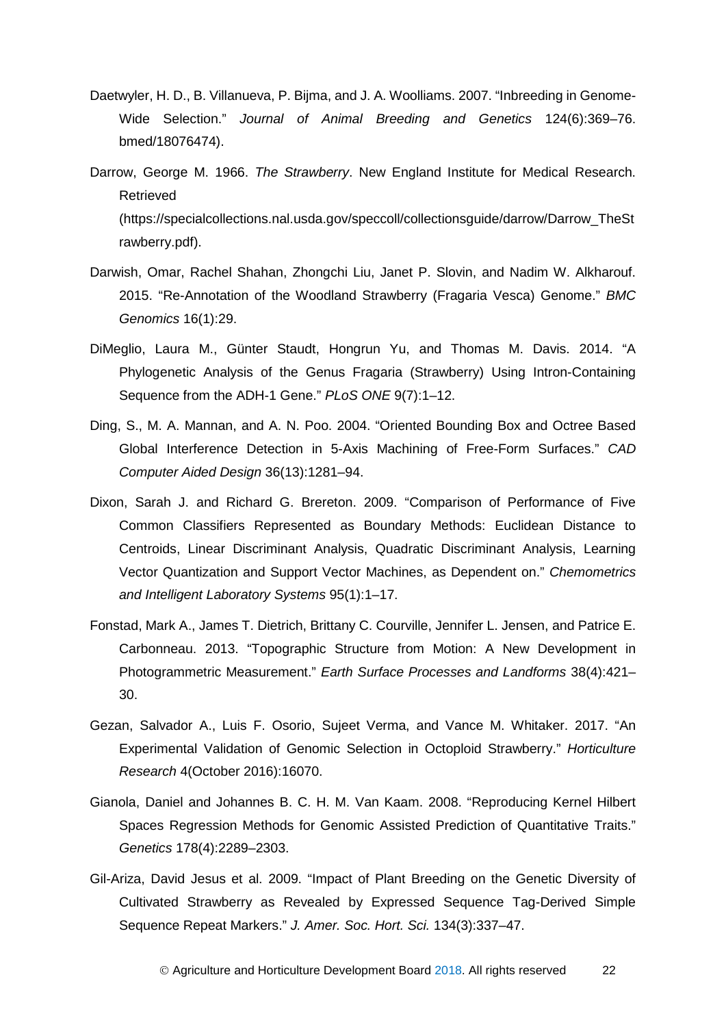Daetwyler, H. D., B. Villanueva, P. Bijma, and J. A. Woolliams. 2007. "Inbreeding in Genome-Wide Selection." *Journal of Animal Breeding and Genetics* 124(6):369–76. bmed/18076474).

Darrow, George M. 1966. *The Strawberry*. New England Institute for Medical Research. Retrieved (https://specialcollections.nal.usda.gov/speccoll/collectionsguide/darrow/Darrow_TheStrawberry.pdf).

Darwish, Omar, Rachel Shahan, Zhongchi Liu, Janet P. Slovin, and Nadim W. Alkharouf. 2015. "Re-Annotation of the Woodland Strawberry (Fragaria Vesca) Genome." *BMC Genomics* 16(1):29.

DiMeglio, Laura M., Günter Staudt, Hongrun Yu, and Thomas M. Davis. 2014. "A Phylogenetic Analysis of the Genus Fragaria (Strawberry) Using Intron-Containing Sequence from the ADH-1 Gene." *PLoS ONE* 9(7):1–12.

Ding, S., M. A. Mannan, and A. N. Poo. 2004. "Oriented Bounding Box and Octree Based Global Interference Detection in 5-Axis Machining of Free-Form Surfaces." *CAD Computer Aided Design* 36(13):1281–94.

Dixon, Sarah J. and Richard G. Brereton. 2009. "Comparison of Performance of Five Common Classifiers Represented as Boundary Methods: Euclidean Distance to Centroids, Linear Discriminant Analysis, Quadratic Discriminant Analysis, Learning Vector Quantization and Support Vector Machines, as Dependent on." *Chemometrics and Intelligent Laboratory Systems* 95(1):1–17.

Fonstad, Mark A., James T. Dietrich, Brittany C. Courville, Jennifer L. Jensen, and Patrice E. Carbonneau. 2013. "Topographic Structure from Motion: A New Development in Photogrammetric Measurement." *Earth Surface Processes and Landforms* 38(4):421–30.

Gezan, Salvador A., Luis F. Osorio, Sujeet Verma, and Vance M. Whitaker. 2017. "An Experimental Validation of Genomic Selection in Octoploid Strawberry." *Horticulture Research* 4(October 2016):16070.

Gianola, Daniel and Johannes B. C. H. M. Van Kaam. 2008. "Reproducing Kernel Hilbert Spaces Regression Methods for Genomic Assisted Prediction of Quantitative Traits." *Genetics* 178(4):2289–2303.

Gil-Ariza, David Jesus et al. 2009. "Impact of Plant Breeding on the Genetic Diversity of Cultivated Strawberry as Revealed by Expressed Sequence Tag-Derived Simple Sequence Repeat Markers." *J. Amer. Soc. Hort. Sci.* 134(3):337–47.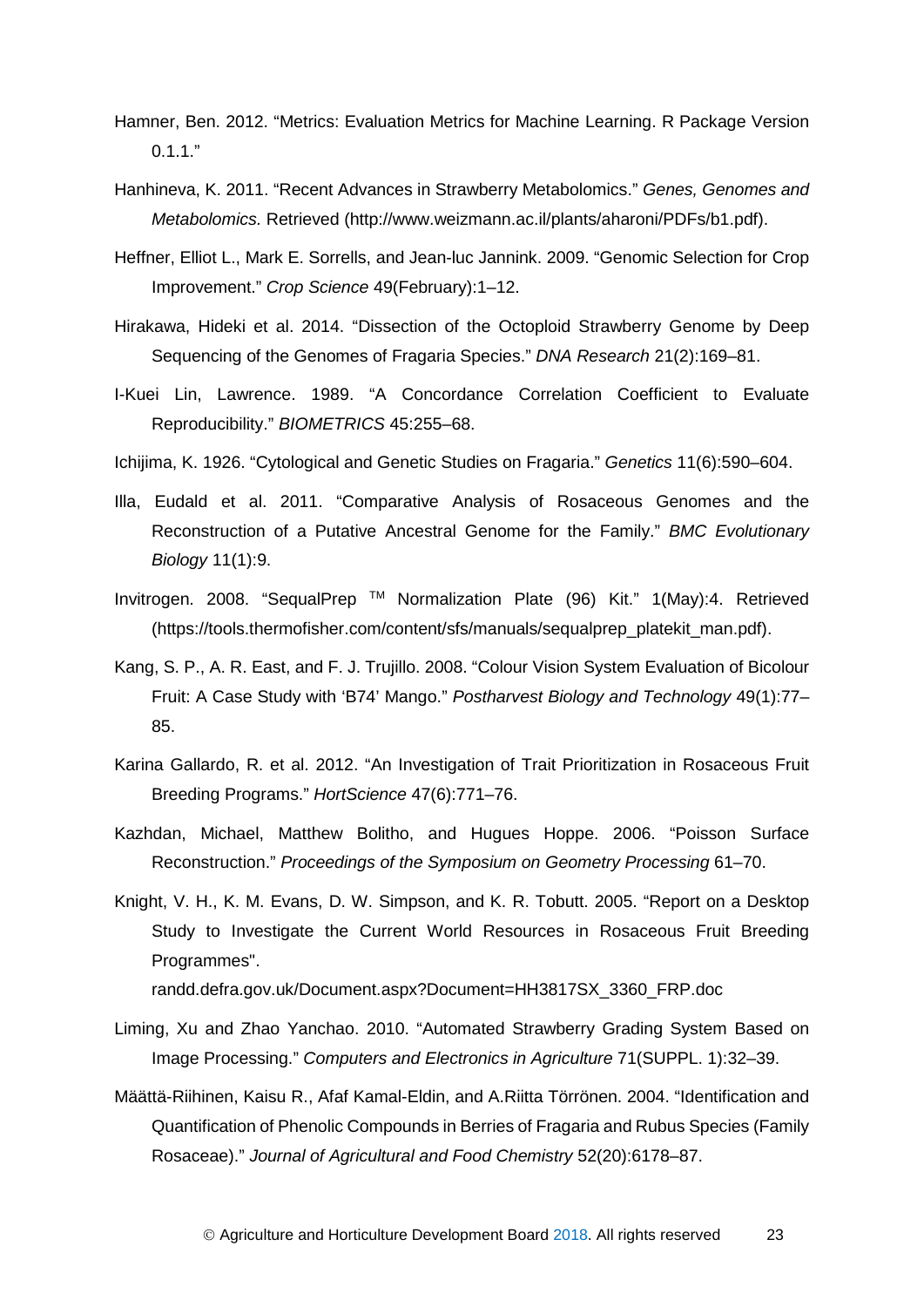Hamner, Ben. 2012. “Metrics: Evaluation Metrics for Machine Learning. R Package Version 0.1.1.”

Hanhineva, K. 2011. “Recent Advances in Strawberry Metabolomics.” *Genes, Genomes and Metabolomics.* Retrieved (http://www.weizmann.ac.il/plants/aharoni/PDFs/b1.pdf).

Heffner, Elliot L., Mark E. Sorrells, and Jean-luc Jannink. 2009. “Genomic Selection for Crop Improvement.” *Crop Science* 49(February):1–12.

Hirakawa, Hideki et al. 2014. “Dissection of the Octoploid Strawberry Genome by Deep Sequencing of the Genomes of Fragaria Species.” *DNA Research* 21(2):169–81.

I-Kuei Lin, Lawrence. 1989. “A Concordance Correlation Coefficient to Evaluate Reproducibility.” *BIOMETRICS* 45:255–68.

Ichijima, K. 1926. “Cytological and Genetic Studies on Fragaria.” *Genetics* 11(6):590–604.

Illa, Eudald et al. 2011. “Comparative Analysis of Rosaceous Genomes and the Reconstruction of a Putative Ancestral Genome for the Family.” *BMC Evolutionary Biology* 11(1):9.

Invitrogen. 2008. “SequalPrep ™ Normalization Plate (96) Kit.” 1(May):4. Retrieved (https://tools.thermofisher.com/content/sfs/manuals/sequalprep_platekit_man.pdf).

Kang, S. P., A. R. East, and F. J. Trujillo. 2008. “Colour Vision System Evaluation of Bicolour Fruit: A Case Study with ‘B74’ Mango.” *Postharvest Biology and Technology* 49(1):77–85.

Karina Gallardo, R. et al. 2012. “An Investigation of Trait Prioritization in Rosaceous Fruit Breeding Programs.” *HortScience* 47(6):771–76.

Kazhdan, Michael, Matthew Bolitho, and Hugues Hoppe. 2006. “Poisson Surface Reconstruction.” *Proceedings of the Symposium on Geometry Processing* 61–70.

Knight, V. H., K. M. Evans, D. W. Simpson, and K. R. Tobutt. 2005. “Report on a Desktop Study to Investigate the Current World Resources in Rosaceous Fruit Breeding Programmes". randd.defra.gov.uk/Document.aspx?Document=HH3817SX_3360_FRP.doc

Liming, Xu and Zhao Yanchao. 2010. “Automated Strawberry Grading System Based on Image Processing.” *Computers and Electronics in Agriculture* 71(SUPPL. 1):32–39.

Määttä-Riihinen, Kaisu R., Afaf Kamal-Eldin, and A.Riitta Törrönen. 2004. “Identification and Quantification of Phenolic Compounds in Berries of Fragaria and Rubus Species (Family Rosaceae).” *Journal of Agricultural and Food Chemistry* 52(20):6178–87.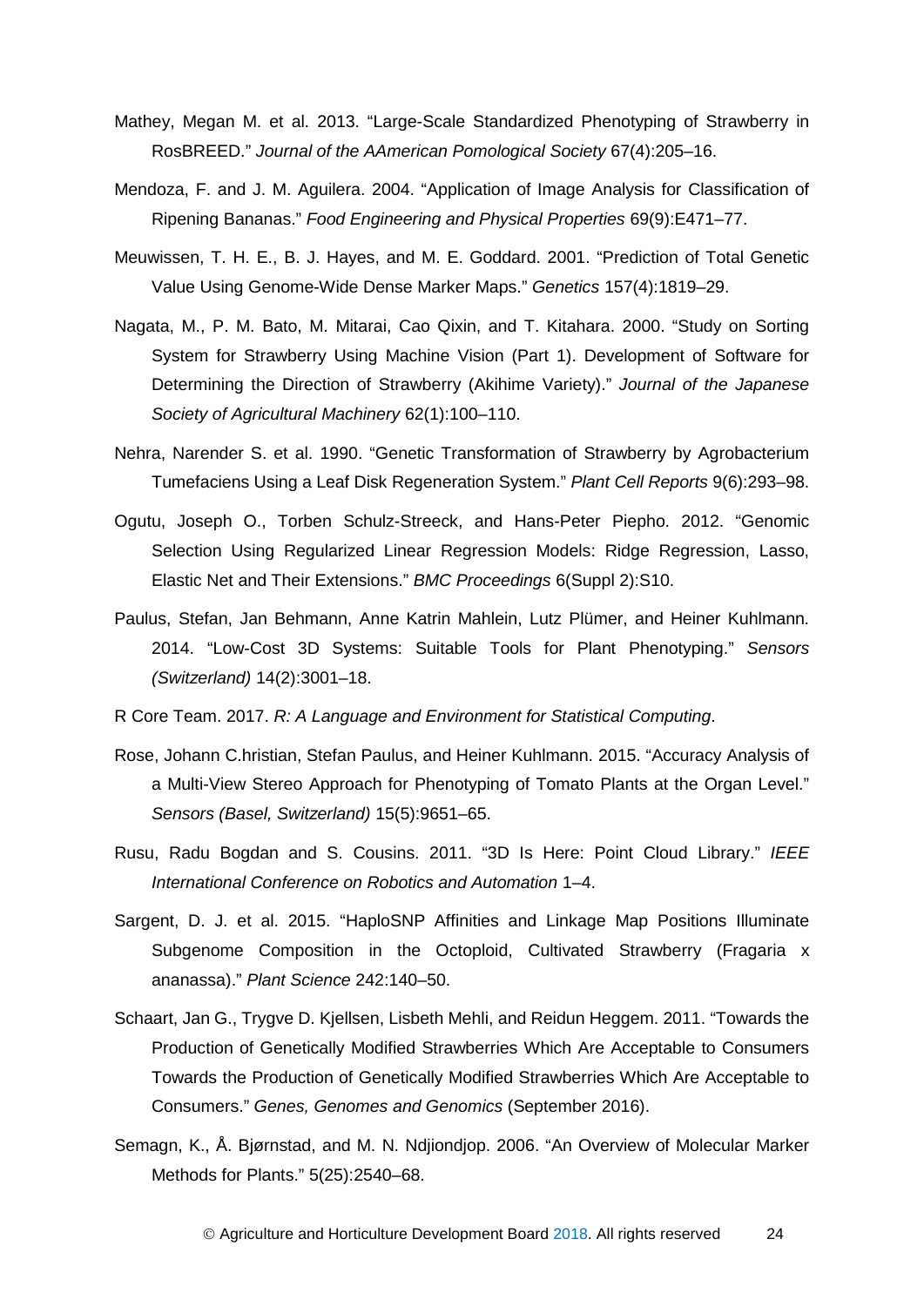Mathey, Megan M. et al. 2013. "Large-Scale Standardized Phenotyping of Strawberry in RosBREED." *Journal of the AAmerican Pomological Society* 67(4):205–16.

Mendoza, F. and J. M. Aguilera. 2004. "Application of Image Analysis for Classification of Ripening Bananas." *Food Engineering and Physical Properties* 69(9):E471–77.

Meuwissen, T. H. E., B. J. Hayes, and M. E. Goddard. 2001. "Prediction of Total Genetic Value Using Genome-Wide Dense Marker Maps." *Genetics* 157(4):1819–29.

Nagata, M., P. M. Bato, M. Mitarai, Cao Qixin, and T. Kitahara. 2000. "Study on Sorting System for Strawberry Using Machine Vision (Part 1). Development of Software for Determining the Direction of Strawberry (Akihime Variety)." *Journal of the Japanese Society of Agricultural Machinery* 62(1):100–110.

Nehra, Narender S. et al. 1990. "Genetic Transformation of Strawberry by Agrobacterium Tumefaciens Using a Leaf Disk Regeneration System." *Plant Cell Reports* 9(6):293–98.

Ogutu, Joseph O., Torben Schulz-Streeck, and Hans-Peter Piepho. 2012. "Genomic Selection Using Regularized Linear Regression Models: Ridge Regression, Lasso, Elastic Net and Their Extensions." *BMC Proceedings* 6(Suppl 2):S10.

Paulus, Stefan, Jan Behmann, Anne Katrin Mahlein, Lutz Plümer, and Heiner Kuhlmann. 2014. "Low-Cost 3D Systems: Suitable Tools for Plant Phenotyping." *Sensors (Switzerland)* 14(2):3001–18.

R Core Team. 2017. *R: A Language and Environment for Statistical Computing*.

Rose, Johann C.hristian, Stefan Paulus, and Heiner Kuhlmann. 2015. "Accuracy Analysis of a Multi-View Stereo Approach for Phenotyping of Tomato Plants at the Organ Level." *Sensors (Basel, Switzerland)* 15(5):9651–65.

Rusu, Radu Bogdan and S. Cousins. 2011. "3D Is Here: Point Cloud Library." *IEEE International Conference on Robotics and Automation* 1–4.

Sargent, D. J. et al. 2015. "HaploSNP Affinities and Linkage Map Positions Illuminate Subgenome Composition in the Octoploid, Cultivated Strawberry (Fragaria x ananassa)." *Plant Science* 242:140–50.

Schaart, Jan G., Trygve D. Kjellsen, Lisbeth Mehli, and Reidun Heggem. 2011. "Towards the Production of Genetically Modified Strawberries Which Are Acceptable to Consumers Towards the Production of Genetically Modified Strawberries Which Are Acceptable to Consumers." *Genes, Genomes and Genomics* (September 2016).

Semagn, K., Å. Bjørnstad, and M. N. Ndjiondjop. 2006. "An Overview of Molecular Marker Methods for Plants." 5(25):2540–68.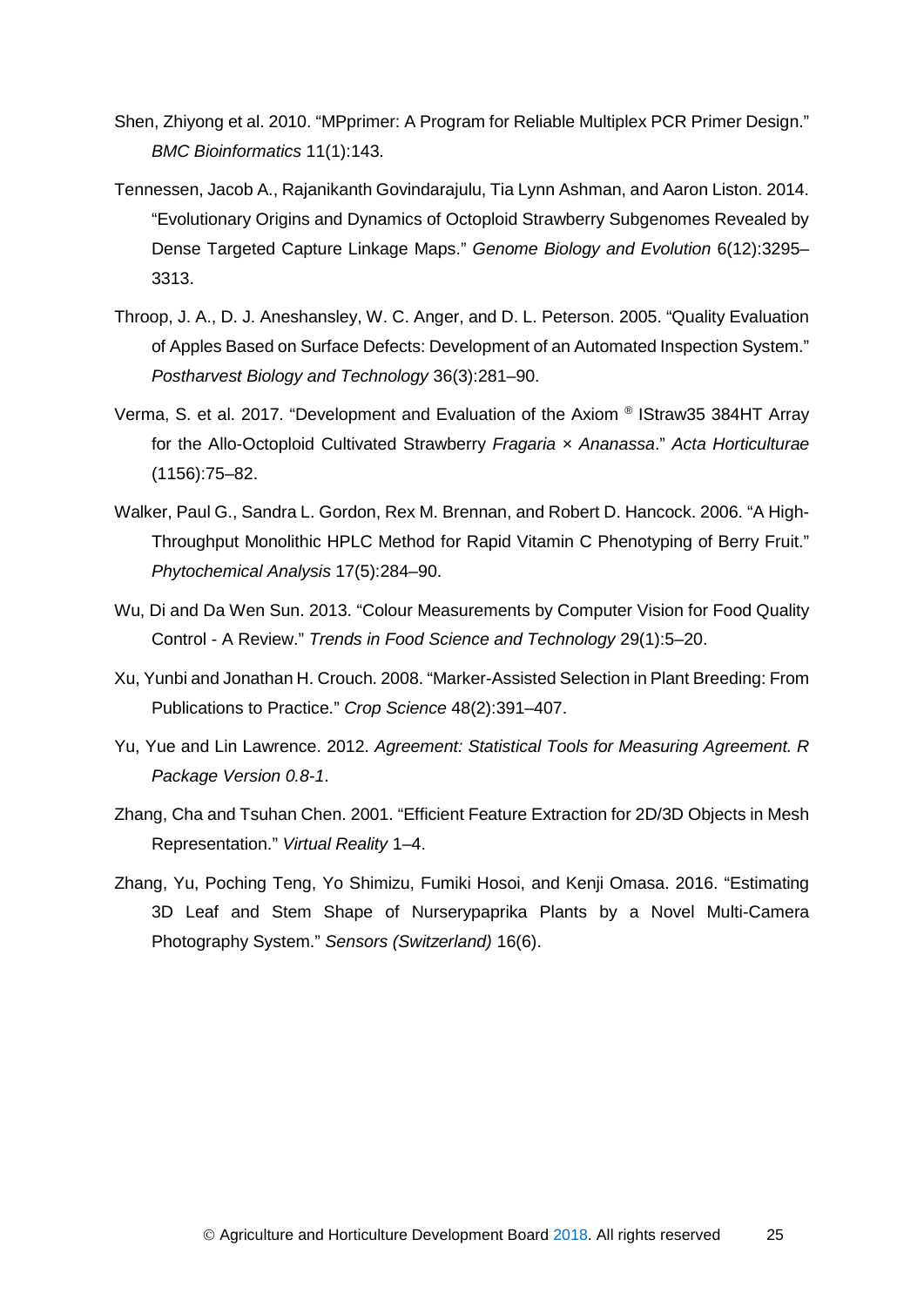Shen, Zhiyong et al. 2010. “MPprimer: A Program for Reliable Multiplex PCR Primer Design.” *BMC Bioinformatics* 11(1):143.

Tennessen, Jacob A., Rajanikanth Govindarajulu, Tia Lynn Ashman, and Aaron Liston. 2014. “Evolutionary Origins and Dynamics of Octoploid Strawberry Subgenomes Revealed by Dense Targeted Capture Linkage Maps.” *Genome Biology and Evolution* 6(12):3295–3313.

Throop, J. A., D. J. Aneshansley, W. C. Anger, and D. L. Peterson. 2005. “Quality Evaluation of Apples Based on Surface Defects: Development of an Automated Inspection System.” *Postharvest Biology and Technology* 36(3):281–90.

Verma, S. et al. 2017. “Development and Evaluation of the Axiom ® IStraw35 384HT Array for the Allo-Octoploid Cultivated Strawberry *Fragaria* × *Ananassa*.” *Acta Horticulturae* (1156):75–82.

Walker, Paul G., Sandra L. Gordon, Rex M. Brennan, and Robert D. Hancock. 2006. “A High-Throughput Monolithic HPLC Method for Rapid Vitamin C Phenotyping of Berry Fruit.” *Phytochemical Analysis* 17(5):284–90.

Wu, Di and Da Wen Sun. 2013. “Colour Measurements by Computer Vision for Food Quality Control - A Review.” *Trends in Food Science and Technology* 29(1):5–20.

Xu, Yunbi and Jonathan H. Crouch. 2008. “Marker-Assisted Selection in Plant Breeding: From Publications to Practice.” *Crop Science* 48(2):391–407.

Yu, Yue and Lin Lawrence. 2012. *Agreement: Statistical Tools for Measuring Agreement. R Package Version 0.8-1*.

Zhang, Cha and Tsuhan Chen. 2001. “Efficient Feature Extraction for 2D/3D Objects in Mesh Representation.” *Virtual Reality* 1–4.

Zhang, Yu, Poching Teng, Yo Shimizu, Fumiki Hosoi, and Kenji Omasa. 2016. “Estimating 3D Leaf and Stem Shape of Nurserypaprika Plants by a Novel Multi-Camera Photography System.” *Sensors (Switzerland)* 16(6).